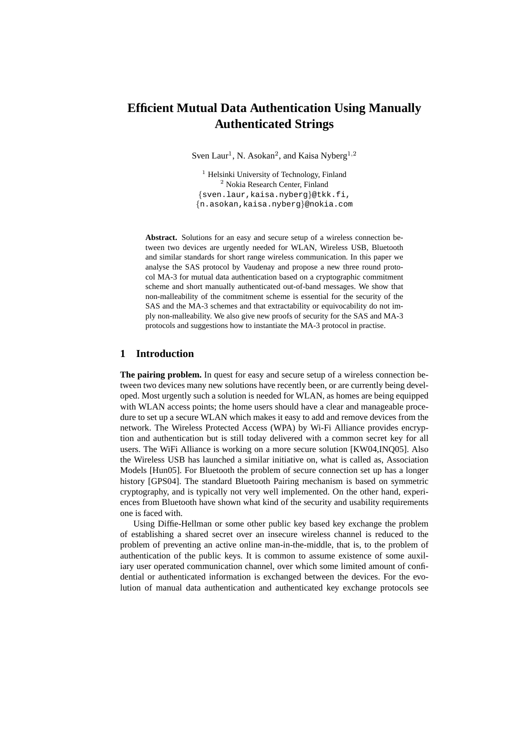# Efficient Mutual Data Authentication Using Manually Authenticated Strings

Sven Laur[1], N. Asokan[2], and Kaisa Nyberg[1,2]

[1] Helsinki University of Technology, Finland
[2] Nokia Research Center, Finland
{sven.laur,kaisa.nyberg}@tkk.fi,
{n.asokan,kaisa.nyberg}@nokia.com

**Abstract.** Solutions for an easy and secure setup of a wireless connection between two devices are urgently needed for WLAN, Wireless USB, Bluetooth and similar standards for short range wireless communication. In this paper we analyse the SAS protocol by Vaudenay and propose a new three round protocol MA-3 for mutual data authentication based on a cryptographic commitment scheme and short manually authenticated out-of-band messages. We show that non-malleability of the commitment scheme is essential for the security of the SAS and the MA-3 schemes and that extractability or equivocability do not imply non-malleability. We also give new proofs of security for the SAS and MA-3 protocols and suggestions how to instantiate the MA-3 protocol in practise.

## 1 Introduction

**The pairing problem.** In quest for easy and secure setup of a wireless connection between two devices many new solutions have recently been, or are currently being developed. Most urgently such a solution is needed for WLAN, as homes are being equipped with WLAN access points; the home users should have a clear and manageable procedure to set up a secure WLAN which makes it easy to add and remove devices from the network. The Wireless Protected Access (WPA) by Wi-Fi Alliance provides encryption and authentication but is still today delivered with a common secret key for all users. The WiFi Alliance is working on a more secure solution [KW04,INQ05]. Also the Wireless USB has launched a similar initiative on, what is called as, Association Models [Hun05]. For Bluetooth the problem of secure connection set up has a longer history [GPS04]. The standard Bluetooth Pairing mechanism is based on symmetric cryptography, and is typically not very well implemented. On the other hand, experiences from Bluetooth have shown what kind of the security and usability requirements one is faced with.

Using Diffie-Hellman or some other public key based key exchange the problem of establishing a shared secret over an insecure wireless channel is reduced to the problem of preventing an active online man-in-the-middle, that is, to the problem of authentication of the public keys. It is common to assume existence of some auxiliary user operated communication channel, over which some limited amount of confidential or authenticated information is exchanged between the devices. For the evolution of manual data authentication and authenticated key exchange protocols see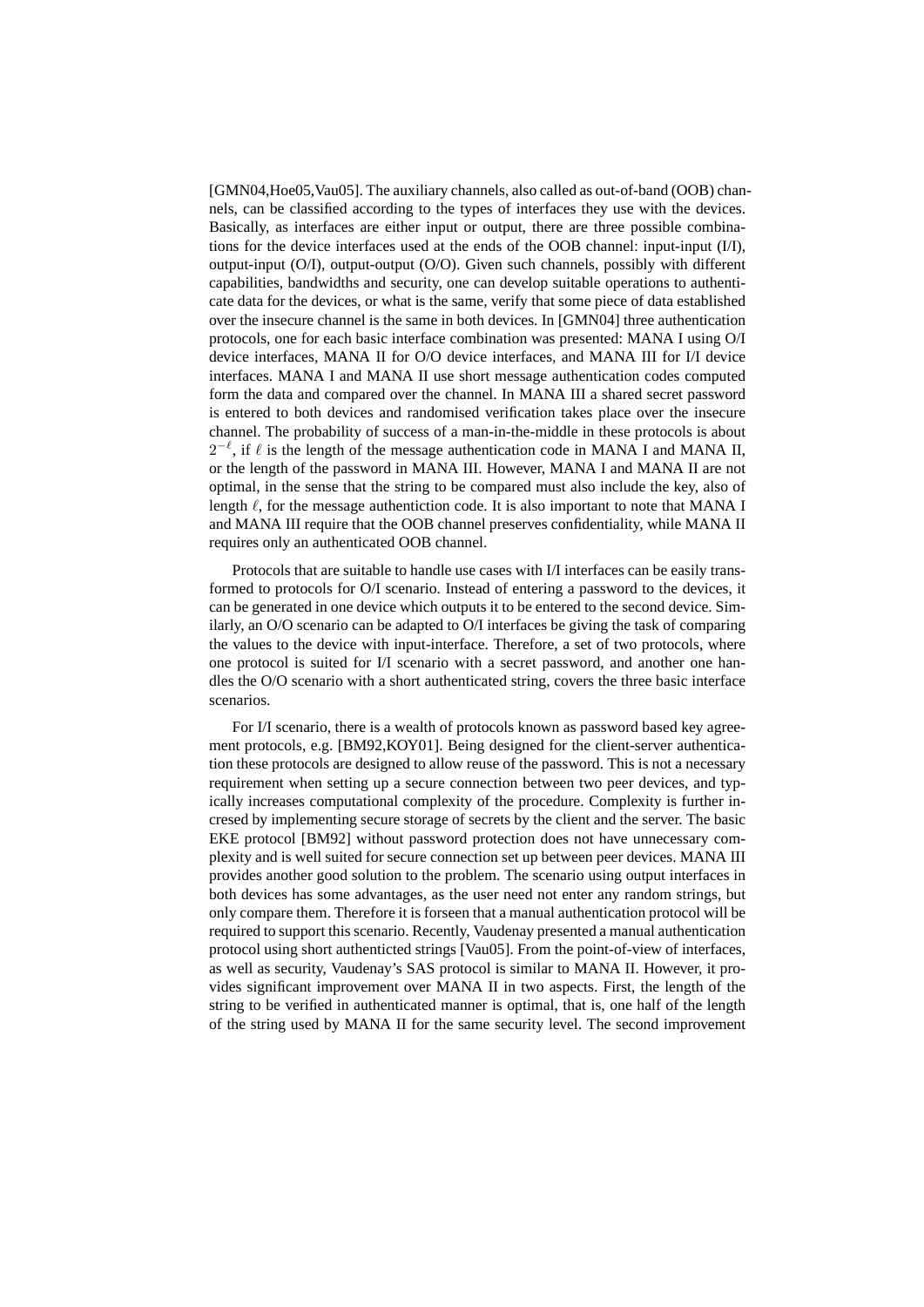[GMN04,Hoe05,Vau05]. The auxiliary channels, also called as out-of-band (OOB) channels, can be classified according to the types of interfaces they use with the devices. Basically, as interfaces are either input or output, there are three possible combinations for the device interfaces used at the ends of the OOB channel: input-input (I/I), output-input (O/I), output-output (O/O). Given such channels, possibly with different capabilities, bandwidths and security, one can develop suitable operations to authenticate data for the devices, or what is the same, verify that some piece of data established over the insecure channel is the same in both devices. In [GMN04] three authentication protocols, one for each basic interface combination was presented: MANA I using O/I device interfaces, MANA II for O/O device interfaces, and MANA III for I/I device interfaces. MANA I and MANA II use short message authentication codes computed form the data and compared over the channel. In MANA III a shared secret password is entered to both devices and randomised verification takes place over the insecure channel. The probability of success of a man-in-the-middle in these protocols is about $2^{-\ell}$, if $\ell$ is the length of the message authentication code in MANA I and MANA II, or the length of the password in MANA III. However, MANA I and MANA II are not optimal, in the sense that the string to be compared must also include the key, also of length $\ell$, for the message authentiction code. It is also important to note that MANA I and MANA III require that the OOB channel preserves confidentiality, while MANA II requires only an authenticated OOB channel.

Protocols that are suitable to handle use cases with I/I interfaces can be easily transformed to protocols for O/I scenario. Instead of entering a password to the devices, it can be generated in one device which outputs it to be entered to the second device. Similarly, an O/O scenario can be adapted to O/I interfaces be giving the task of comparing the values to the device with input-interface. Therefore, a set of two protocols, where one protocol is suited for I/I scenario with a secret password, and another one handles the O/O scenario with a short authenticated string, covers the three basic interface scenarios.

For I/I scenario, there is a wealth of protocols known as password based key agreement protocols, e.g. [BM92,KOY01]. Being designed for the client-server authentication these protocols are designed to allow reuse of the password. This is not a necessary requirement when setting up a secure connection between two peer devices, and typically increases computational complexity of the procedure. Complexity is further incresed by implementing secure storage of secrets by the client and the server. The basic EKE protocol [BM92] without password protection does not have unnecessary complexity and is well suited for secure connection set up between peer devices. MANA III provides another good solution to the problem. The scenario using output interfaces in both devices has some advantages, as the user need not enter any random strings, but only compare them. Therefore it is forseen that a manual authentication protocol will be required to support this scenario. Recently, Vaudenay presented a manual authentication protocol using short authenticted strings [Vau05]. From the point-of-view of interfaces, as well as security, Vaudenay's SAS protocol is similar to MANA II. However, it provides significant improvement over MANA II in two aspects. First, the length of the string to be verified in authenticated manner is optimal, that is, one half of the length of the string used by MANA II for the same security level. The second improvement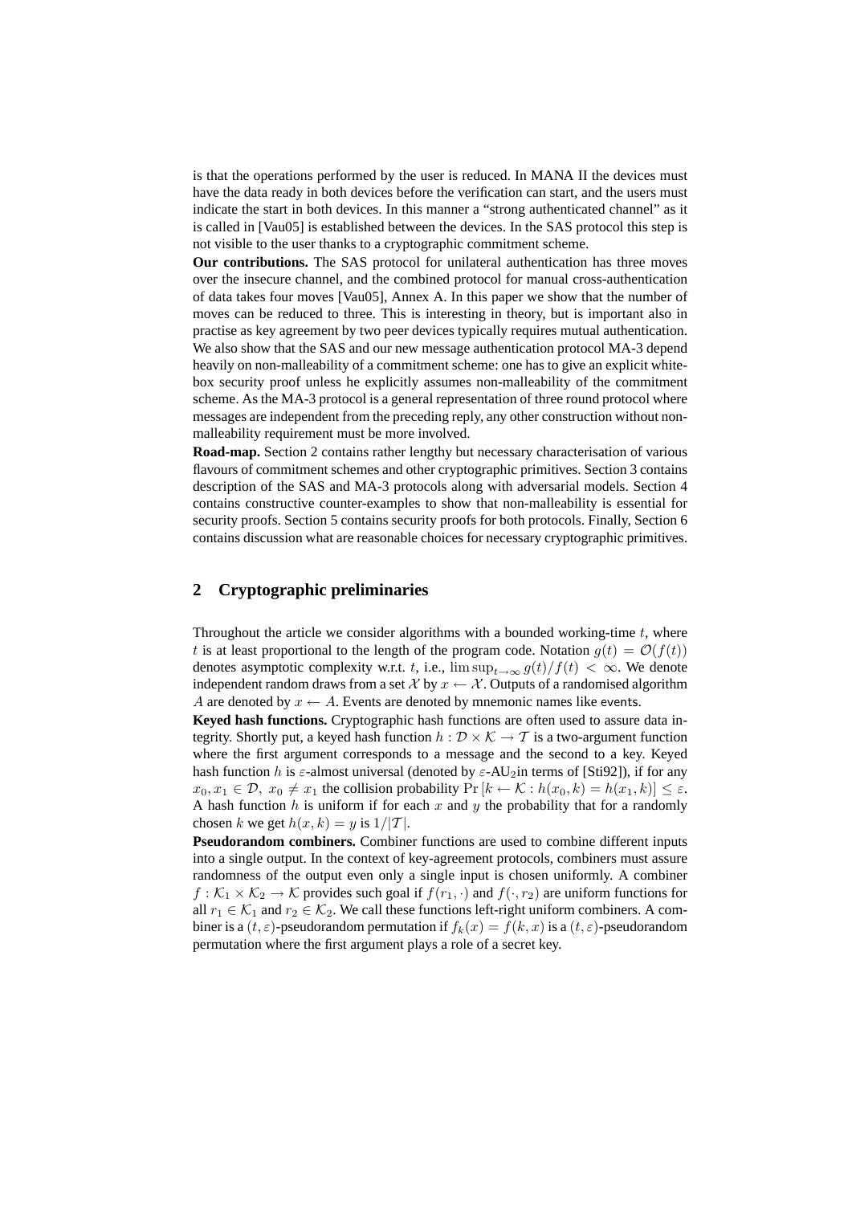is that the operations performed by the user is reduced. In MANA II the devices must have the data ready in both devices before the verification can start, and the users must indicate the start in both devices. In this manner a “strong authenticated channel” as it is called in [Vau05] is established between the devices. In the SAS protocol this step is not visible to the user thanks to a cryptographic commitment scheme.

**Our contributions.** The SAS protocol for unilateral authentication has three moves over the insecure channel, and the combined protocol for manual cross-authentication of data takes four moves [Vau05], Annex A. In this paper we show that the number of moves can be reduced to three. This is interesting in theory, but is important also in practise as key agreement by two peer devices typically requires mutual authentication. We also show that the SAS and our new message authentication protocol MA-3 depend heavily on non-malleability of a commitment scheme: one has to give an explicit white-box security proof unless he explicitly assumes non-malleability of the commitment scheme. As the MA-3 protocol is a general representation of three round protocol where messages are independent from the preceding reply, any other construction without non-malleability requirement must be more involved.

**Road-map.** Section 2 contains rather lengthy but necessary characterisation of various flavours of commitment schemes and other cryptographic primitives. Section 3 contains description of the SAS and MA-3 protocols along with adversarial models. Section 4 contains constructive counter-examples to show that non-malleability is essential for security proofs. Section 5 contains security proofs for both protocols. Finally, Section 6 contains discussion what are reasonable choices for necessary cryptographic primitives.

## 2 Cryptographic preliminaries

Throughout the article we consider algorithms with a bounded working-time $t$, where $t$ is at least proportional to the length of the program code. Notation $g(t) = \mathcal{O}(f(t))$ denotes asymptotic complexity w.r.t. $t$, i.e., $\limsup_{t\to\infty} g(t)/f(t) < \infty$. We denote independent random draws from a set $\mathcal{X}$ by $x \leftarrow \mathcal{X}$. Outputs of a randomised algorithm $A$ are denoted by $x \leftarrow A$. Events are denoted by mnemonic names like $\mathsf{events}$.

**Keyed hash functions.** Cryptographic hash functions are often used to assure data integrity. Shortly put, a keyed hash function $h : \mathcal{D} \times \mathcal{K} \to \mathcal{T}$ is a two-argument function where the first argument corresponds to a message and the second to a key. Keyed hash function $h$ is $\varepsilon$-almost universal (denoted by $\varepsilon$-AU$_2$in terms of [Sti92]), if for any $x_0, x_1 \in \mathcal{D},\ x_0 \neq x_1$ the collision probability $\Pr\left[k \leftarrow \mathcal{K} : h(x_0, k) = h(x_1, k)\right] \leq \varepsilon$. A hash function $h$ is uniform if for each $x$ and $y$ the probability that for a randomly chosen $k$ we get $h(x, k) = y$ is $1/|\mathcal{T}|$.

**Pseudorandom combiners.** Combiner functions are used to combine different inputs into a single output. In the context of key-agreement protocols, combiners must assure randomness of the output even only a single input is chosen uniformly. A combiner $f : \mathcal{K}_1 \times \mathcal{K}_2 \to \mathcal{K}$ provides such goal if $f(r_1, \cdot)$ and $f(\cdot, r_2)$ are uniform functions for all $r_1 \in \mathcal{K}_1$ and $r_2 \in \mathcal{K}_2$. We call these functions left-right uniform combiners. A combiner is a $(t, \varepsilon)$-pseudorandom permutation if $f_k(x) = f(k, x)$ is a $(t, \varepsilon)$-pseudorandom permutation where the first argument plays a role of a secret key.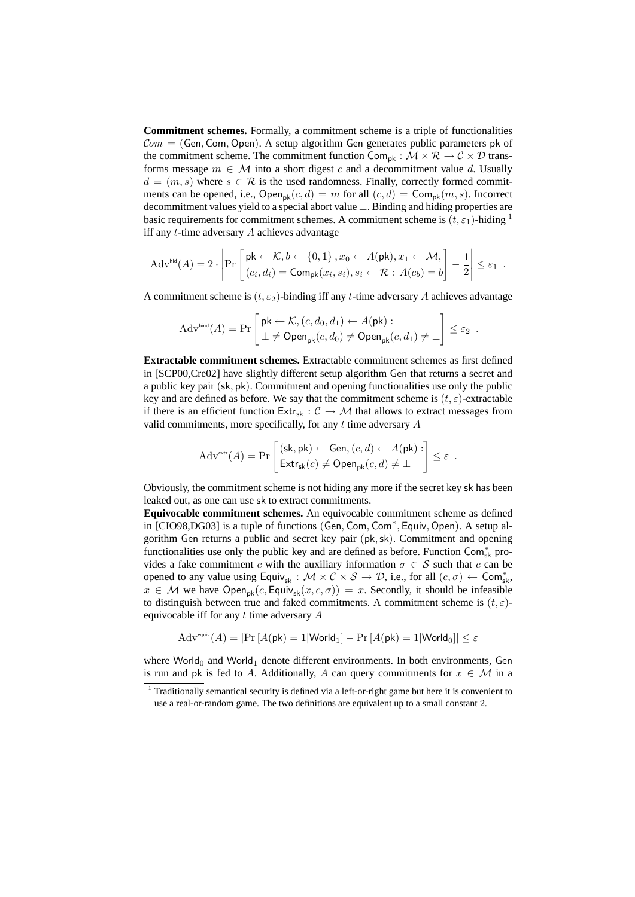**Commitment schemes.** Formally, a commitment scheme is a triple of functionalities $\mathcal{C}om = (\mathsf{Gen}, \mathsf{Com}, \mathsf{Open})$. A setup algorithm $\mathsf{Gen}$ generates public parameters $\mathsf{pk}$ of the commitment scheme. The commitment function $\mathsf{Com}_{\mathsf{pk}} : \mathcal{M} \times \mathcal{R} \to \mathcal{C} \times \mathcal{D}$ transforms message $m \in \mathcal{M}$ into a short digest $c$ and a decommitment value $d$. Usually $d = (m, s)$ where $s \in \mathcal{R}$ is the used randomness. Finally, correctly formed commitments can be opened, i.e., $\mathsf{Open}_{\mathsf{pk}}(c, d) = m$ for all $(c, d) = \mathsf{Com}_{\mathsf{pk}}(m, s)$. Incorrect decommitment values yield to a special abort value $\perp$. Binding and hiding properties are basic requirements for commitment schemes. A commitment scheme is $(t, \varepsilon_1)$-hiding [1] iff any $t$-time adversary $A$ achieves advantage

$$\mathrm{Adv}^{\mathsf{hid}}(A) = 2 \cdot \left| \Pr\left[ \begin{array}{l} \mathsf{pk} \leftarrow \mathcal{K}, b \leftarrow \{0,1\}, x_0 \leftarrow A(\mathsf{pk}), x_1 \leftarrow \mathcal{M}, \\ (c_i, d_i) = \mathsf{Com}_{\mathsf{pk}}(x_i, s_i), s_i \leftarrow \mathcal{R} : A(c_b) = b \end{array} \right] - \frac{1}{2} \right| \leq \varepsilon_1 \ .$$

A commitment scheme is $(t, \varepsilon_2)$-binding iff any $t$-time adversary $A$ achieves advantage

$$\mathrm{Adv}^{\mathsf{bind}}(A) = \Pr\left[ \begin{array}{l} \mathsf{pk} \leftarrow \mathcal{K}, (c, d_0, d_1) \leftarrow A(\mathsf{pk}) : \\ \perp \neq \mathsf{Open}_{\mathsf{pk}}(c, d_0) \neq \mathsf{Open}_{\mathsf{pk}}(c, d_1) \neq \perp \end{array} \right] \leq \varepsilon_2 \ .$$

**Extractable commitment schemes.** Extractable commitment schemes as first defined in [SCP00,Cre02] have slightly different setup algorithm $\mathsf{Gen}$ that returns a secret and a public key pair $(\mathsf{sk}, \mathsf{pk})$. Commitment and opening functionalities use only the public key and are defined as before. We say that the commitment scheme is $(t, \varepsilon)$-extractable if there is an efficient function $\mathsf{Extr}_{\mathsf{sk}} : \mathcal{C} \to \mathcal{M}$ that allows to extract messages from valid commitments, more specifically, for any $t$ time adversary $A$

$$\mathrm{Adv}^{\mathsf{extr}}(A) = \Pr\left[ \begin{array}{l} (\mathsf{sk}, \mathsf{pk}) \leftarrow \mathsf{Gen}, (c, d) \leftarrow A(\mathsf{pk}) : \\ \mathsf{Extr}_{\mathsf{sk}}(c) \neq \mathsf{Open}_{\mathsf{pk}}(c, d) \neq \perp \end{array} \right] \leq \varepsilon \ .$$

Obviously, the commitment scheme is not hiding any more if the secret key $\mathsf{sk}$ has been leaked out, as one can use $\mathsf{sk}$ to extract commitments.

**Equivocable commitment schemes.** An equivocable commitment scheme as defined in [CIO98,DG03] is a tuple of functions $(\mathsf{Gen}, \mathsf{Com}, \mathsf{Com}^*, \mathsf{Equiv}, \mathsf{Open})$. A setup algorithm $\mathsf{Gen}$ returns a public and secret key pair $(\mathsf{pk}, \mathsf{sk})$. Commitment and opening functionalities use only the public key and are defined as before. Function $\mathsf{Com}^*_{\mathsf{sk}}$ provides a fake commitment $c$ with the auxiliary information $\sigma \in \mathcal{S}$ such that $c$ can be opened to any value using $\mathsf{Equiv}_{\mathsf{sk}} : \mathcal{M} \times \mathcal{C} \times \mathcal{S} \to \mathcal{D}$, i.e., for all $(c, \sigma) \leftarrow \mathsf{Com}^*_{\mathsf{sk}}$, $x \in \mathcal{M}$ we have $\mathsf{Open}_{\mathsf{pk}}(c, \mathsf{Equiv}_{\mathsf{sk}}(x, c, \sigma)) = x$. Secondly, it should be infeasible to distinguish between true and faked commitments. A commitment scheme is $(t, \varepsilon)$-equivocable iff for any $t$ time adversary $A$

$$\mathrm{Adv}^{\mathsf{equiv}}(A) = \left| \Pr\left[ A(\mathsf{pk}) = 1 | \mathsf{World}_1 \right] - \Pr\left[ A(\mathsf{pk}) = 1 | \mathsf{World}_0 \right] \right| \leq \varepsilon$$

where $\mathsf{World}_0$ and $\mathsf{World}_1$ denote different environments. In both environments, $\mathsf{Gen}$ is run and $\mathsf{pk}$ is fed to $A$. Additionally, $A$ can query commitments for $x \in \mathcal{M}$ in a

[1] Traditionally semantical security is defined via a left-or-right game but here it is convenient to use a real-or-random game. The two definitions are equivalent up to a small constant 2.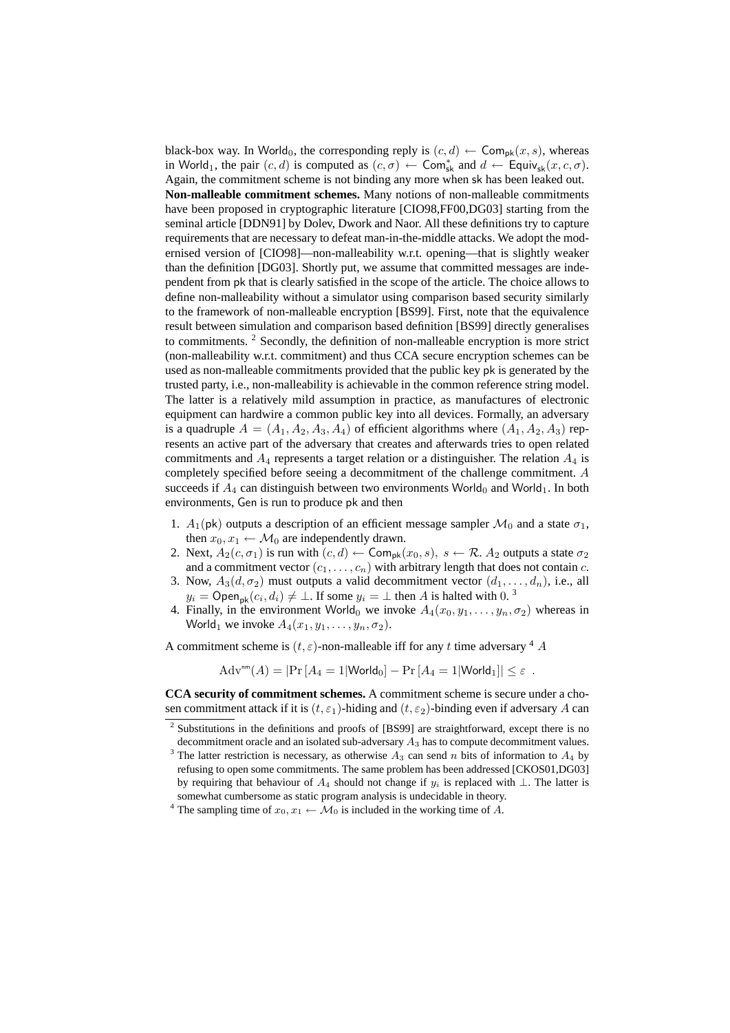black-box way. In $\mathsf{World}_0$, the corresponding reply is $(c,d) \leftarrow \mathsf{Com}_{\mathsf{pk}}(x,s)$, whereas in $\mathsf{World}_1$, the pair $(c,d)$ is computed as $(c,\sigma) \leftarrow \mathsf{Com}^*_{\mathsf{sk}}$ and $d \leftarrow \mathsf{Equiv}_{\mathsf{sk}}(x,c,\sigma)$. Again, the commitment scheme is not binding any more when $\mathsf{sk}$ has been leaked out.

**Non-malleable commitment schemes.** Many notions of non-malleable commitments have been proposed in cryptographic literature [CIO98,FF00,DG03] starting from the seminal article [DDN91] by Dolev, Dwork and Naor. All these definitions try to capture requirements that are necessary to defeat man-in-the-middle attacks. We adopt the modernised version of [CIO98]—non-malleability w.r.t. opening—that is slightly weaker than the definition [DG03]. Shortly put, we assume that committed messages are independent from $\mathsf{pk}$ that is clearly satisfied in the scope of the article. The choice allows to define non-malleability without a simulator using comparison based security similarly to the framework of non-malleable encryption [BS99]. First, note that the equivalence result between simulation and comparison based definition [BS99] directly generalises to commitments. [2] Secondly, the definition of non-malleable encryption is more strict (non-malleability w.r.t. commitment) and thus CCA secure encryption schemes can be used as non-malleable commitments provided that the public key $\mathsf{pk}$ is generated by the trusted party, i.e., non-malleability is achievable in the common reference string model. The latter is a relatively mild assumption in practice, as manufactures of electronic equipment can hardwire a common public key into all devices. Formally, an adversary is a quadruple $A = (A_1, A_2, A_3, A_4)$ of efficient algorithms where $(A_1, A_2, A_3)$ represents an active part of the adversary that creates and afterwards tries to open related commitments and $A_4$ represents a target relation or a distinguisher. The relation $A_4$ is completely specified before seeing a decommitment of the challenge commitment. $A$ succeeds if $A_4$ can distinguish between two environments $\mathsf{World}_0$ and $\mathsf{World}_1$. In both environments, $\mathsf{Gen}$ is run to produce $\mathsf{pk}$ and then

1. $A_1(\mathsf{pk})$ outputs a description of an efficient message sampler $\mathcal{M}_0$ and a state $\sigma_1$, then $x_0, x_1 \leftarrow \mathcal{M}_0$ are independently drawn.
2. Next, $A_2(c, \sigma_1)$ is run with $(c,d) \leftarrow \mathsf{Com}_{\mathsf{pk}}(x_0, s),\ s \leftarrow \mathcal{R}$. $A_2$ outputs a state $\sigma_2$ and a commitment vector $(c_1, \ldots, c_n)$ with arbitrary length that does not contain $c$.
3. Now, $A_3(d, \sigma_2)$ must outputs a valid decommitment vector $(d_1, \ldots, d_n)$, i.e., all $y_i = \mathsf{Open}_{\mathsf{pk}}(c_i, d_i) \neq \perp$. If some $y_i = \perp$ then $A$ is halted with $0$. [3]
4. Finally, in the environment $\mathsf{World}_0$ we invoke $A_4(x_0, y_1, \ldots, y_n, \sigma_2)$ whereas in $\mathsf{World}_1$ we invoke $A_4(x_1, y_1, \ldots, y_n, \sigma_2)$.

A commitment scheme is $(t, \varepsilon)$-non-malleable iff for any $t$ time adversary [4] $A$

$$\mathrm{Adv}^{\mathsf{nm}}(A) = |\Pr[A_4 = 1 | \mathsf{World}_0] - \Pr[A_4 = 1 | \mathsf{World}_1]| \leq \varepsilon \ .$$

**CCA security of commitment schemes.** A commitment scheme is secure under a chosen commitment attack if it is $(t, \varepsilon_1)$-hiding and $(t, \varepsilon_2)$-binding even if adversary $A$ can

---

[2] Substitutions in the definitions and proofs of [BS99] are straightforward, except there is no decommitment oracle and an isolated sub-adversary $A_3$ has to compute decommitment values.

[3] The latter restriction is necessary, as otherwise $A_3$ can send $n$ bits of information to $A_4$ by refusing to open some commitments. The same problem has been addressed [CKOS01,DG03] by requiring that behaviour of $A_4$ should not change if $y_i$ is replaced with $\perp$. The latter is somewhat cumbersome as static program analysis is undecidable in theory.

[4] The sampling time of $x_0, x_1 \leftarrow \mathcal{M}_0$ is included in the working time of $A$.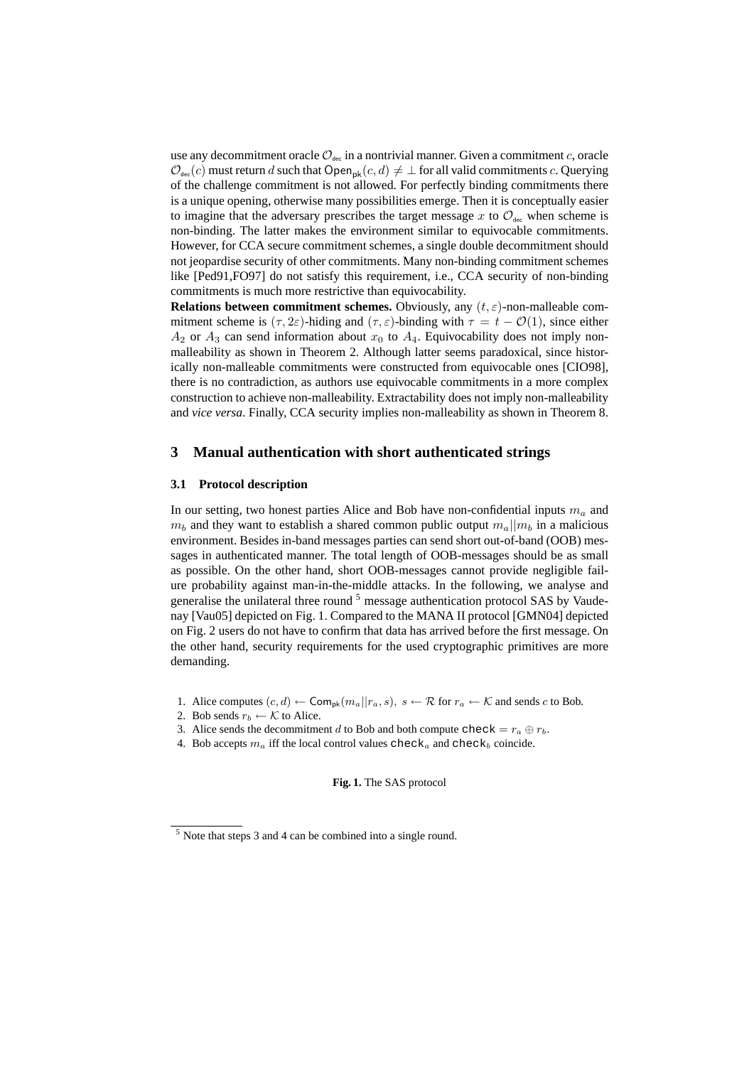use any decommitment oracle $\mathcal{O}_{\mathsf{dec}}$ in a nontrivial manner. Given a commitment $c$, oracle $\mathcal{O}_{\mathsf{dec}}(c)$ must return $d$ such that $\mathsf{Open}_{\mathsf{pk}}(c, d) \neq \perp$ for all valid commitments $c$. Querying of the challenge commitment is not allowed. For perfectly binding commitments there is a unique opening, otherwise many possibilities emerge. Then it is conceptually easier to imagine that the adversary prescribes the target message $x$ to $\mathcal{O}_{\mathsf{dec}}$ when scheme is non-binding. The latter makes the environment similar to equivocable commitments. However, for CCA secure commitment schemes, a single double decommitment should not jeopardise security of other commitments. Many non-binding commitment schemes like [Ped91,FO97] do not satisfy this requirement, i.e., CCA security of non-binding commitments is much more restrictive than equivocability.

**Relations between commitment schemes.** Obviously, any $(t, \varepsilon)$-non-malleable commitment scheme is $(\tau, 2\varepsilon)$-hiding and $(\tau, \varepsilon)$-binding with $\tau = t - \mathcal{O}(1)$, since either $A_2$ or $A_3$ can send information about $x_0$ to $A_4$. Equivocability does not imply non-malleability as shown in Theorem 2. Although latter seems paradoxical, since historically non-malleable commitments were constructed from equivocable ones [CIO98], there is no contradiction, as authors use equivocable commitments in a more complex construction to achieve non-malleability. Extractability does not imply non-malleability and *vice versa*. Finally, CCA security implies non-malleability as shown in Theorem 8.

## 3 Manual authentication with short authenticated strings

### 3.1 Protocol description

In our setting, two honest parties Alice and Bob have non-confidential inputs $m_a$ and $m_b$ and they want to establish a shared common public output $m_a||m_b$ in a malicious environment. Besides in-band messages parties can send short out-of-band (OOB) messages in authenticated manner. The total length of OOB-messages should be as small as possible. On the other hand, short OOB-messages cannot provide negligible failure probability against man-in-the-middle attacks. In the following, we analyse and generalise the unilateral three round [5] message authentication protocol SAS by Vaudenay [Vau05] depicted on Fig. 1. Compared to the MANA II protocol [GMN04] depicted on Fig. 2 users do not have to confirm that data has arrived before the first message. On the other hand, security requirements for the used cryptographic primitives are more demanding.

1. Alice computes $(c, d) \leftarrow \mathsf{Com}_{\mathsf{pk}}(m_a||r_a, s),\ s \leftarrow \mathcal{R}$ for $r_a \leftarrow \mathcal{K}$ and sends $c$ to Bob.
2. Bob sends $r_b \leftarrow \mathcal{K}$ to Alice.
3. Alice sends the decommitment $d$ to Bob and both compute $\mathtt{check} = r_a \oplus r_b$.
4. Bob accepts $m_a$ iff the local control values $\mathtt{check}_a$ and $\mathtt{check}_b$ coincide.

**Fig. 1.** The SAS protocol

[5] Note that steps 3 and 4 can be combined into a single round.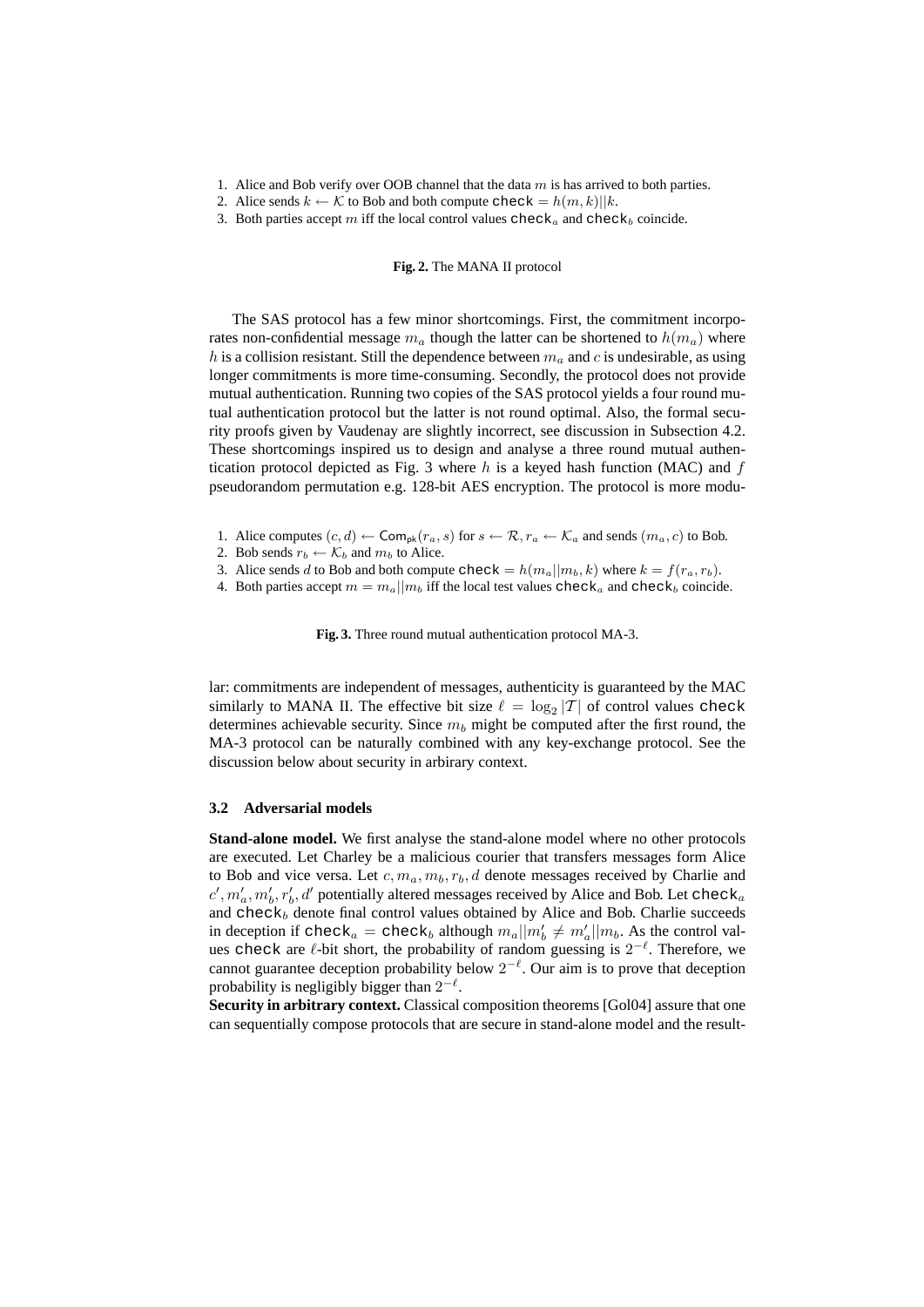1. Alice and Bob verify over OOB channel that the data $m$ is has arrived to both parties.
2. Alice sends $k \leftarrow \mathcal{K}$ to Bob and both compute $\mathsf{check} = h(m, k)||k$.
3. Both parties accept $m$ iff the local control values $\mathsf{check}_a$ and $\mathsf{check}_b$ coincide.

**Fig. 2.** The MANA II protocol

The SAS protocol has a few minor shortcomings. First, the commitment incorporates non-confidential message $m_a$ though the latter can be shortened to $h(m_a)$ where $h$ is a collision resistant. Still the dependence between $m_a$ and $c$ is undesirable, as using longer commitments is more time-consuming. Secondly, the protocol does not provide mutual authentication. Running two copies of the SAS protocol yields a four round mutual authentication protocol but the latter is not round optimal. Also, the formal security proofs given by Vaudenay are slightly incorrect, see discussion in Subsection 4.2. These shortcomings inspired us to design and analyse a three round mutual authentication protocol depicted as Fig. 3 where $h$ is a keyed hash function (MAC) and $f$ pseudorandom permutation e.g. 128-bit AES encryption. The protocol is more modular: commitments are independent of messages, authenticity is guaranteed by the MAC similarly to MANA II. The effective bit size $\ell = \log_2 |\mathcal{T}|$ of control values $\mathsf{check}$ determines achievable security. Since $m_b$ might be computed after the first round, the MA-3 protocol can be naturally combined with any key-exchange protocol. See the discussion below about security in arbirary context.

1. Alice computes $(c, d) \leftarrow \mathsf{Com}_{\mathsf{pk}}(r_a, s)$ for $s \leftarrow \mathcal{R}, r_a \leftarrow \mathcal{K}_a$ and sends $(m_a, c)$ to Bob.
2. Bob sends $r_b \leftarrow \mathcal{K}_b$ and $m_b$ to Alice.
3. Alice sends $d$ to Bob and both compute $\mathsf{check} = h(m_a||m_b, k)$ where $k = f(r_a, r_b)$.
4. Both parties accept $m = m_a||m_b$ iff the local test values $\mathsf{check}_a$ and $\mathsf{check}_b$ coincide.

**Fig. 3.** Three round mutual authentication protocol MA-3.

### 3.2 Adversarial models

**Stand-alone model.** We first analyse the stand-alone model where no other protocols are executed. Let Charley be a malicious courier that transfers messages form Alice to Bob and vice versa. Let $c, m_a, m_b, r_b, d$ denote messages received by Charlie and $c', m_a', m_b', r_b', d'$ potentially altered messages received by Alice and Bob. Let $\mathsf{check}_a$ and $\mathsf{check}_b$ denote final control values obtained by Alice and Bob. Charlie succeeds in deception if $\mathsf{check}_a = \mathsf{check}_b$ although $m_a||m_b' \neq m_a'||m_b$. As the control values $\mathsf{check}$ are $\ell$-bit short, the probability of random guessing is $2^{-\ell}$. Therefore, we cannot guarantee deception probability below $2^{-\ell}$. Our aim is to prove that deception probability is negligibly bigger than $2^{-\ell}$.

**Security in arbitrary context.** Classical composition theorems [Gol04] assure that one can sequentially compose protocols that are secure in stand-alone model and the result-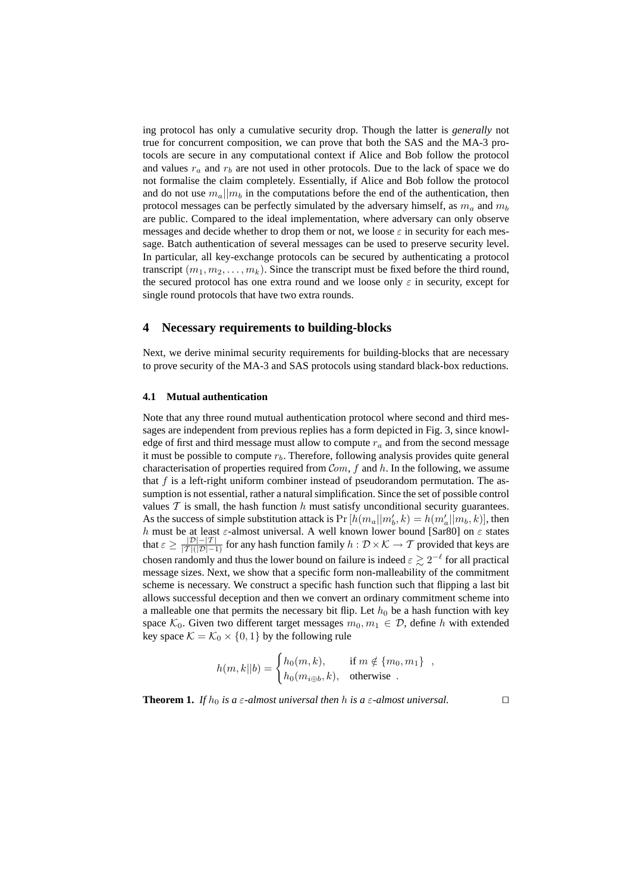ing protocol has only a cumulative security drop. Though the latter is *generally* not true for concurrent composition, we can prove that both the SAS and the MA-3 protocols are secure in any computational context if Alice and Bob follow the protocol and values $r_a$ and $r_b$ are not used in other protocols. Due to the lack of space we do not formalise the claim completely. Essentially, if Alice and Bob follow the protocol and do not use $m_a||m_b$ in the computations before the end of the authentication, then protocol messages can be perfectly simulated by the adversary himself, as $m_a$ and $m_b$ are public. Compared to the ideal implementation, where adversary can only observe messages and decide whether to drop them or not, we loose $\varepsilon$ in security for each message. Batch authentication of several messages can be used to preserve security level. In particular, all key-exchange protocols can be secured by authenticating a protocol transcript $(m_1, m_2, \ldots, m_k)$. Since the transcript must be fixed before the third round, the secured protocol has one extra round and we loose only $\varepsilon$ in security, except for single round protocols that have two extra rounds.

## 4 Necessary requirements to building-blocks

Next, we derive minimal security requirements for building-blocks that are necessary to prove security of the MA-3 and SAS protocols using standard black-box reductions.

### 4.1 Mutual authentication

Note that any three round mutual authentication protocol where second and third messages are independent from previous replies has a form depicted in Fig. 3, since knowledge of first and third message must allow to compute $r_a$ and from the second message it must be possible to compute $r_b$. Therefore, following analysis provides quite general characterisation of properties required from $\mathcal{C}om$, $f$ and $h$. In the following, we assume that $f$ is a left-right uniform combiner instead of pseudorandom permutation. The assumption is not essential, rather a natural simplification. Since the set of possible control values $\mathcal{T}$ is small, the hash function $h$ must satisfy unconditional security guarantees. As the success of simple substitution attack is $\Pr\left[h(m_a||m_b', k) = h(m_a'||m_b, k)\right]$, then $h$ must be at least $\varepsilon$-almost universal. A well known lower bound [Sar80] on $\varepsilon$ states that $\varepsilon \geq \frac{|\mathcal{D}|-|\mathcal{T}|}{|\mathcal{T}|(|\mathcal{D}|-1)}$ for any hash function family $h : \mathcal{D} \times \mathcal{K} \to \mathcal{T}$ provided that keys are chosen randomly and thus the lower bound on failure is indeed $\varepsilon \gtrsim 2^{-\ell}$ for all practical message sizes. Next, we show that a specific form non-malleability of the commitment scheme is necessary. We construct a specific hash function such that flipping a last bit allows successful deception and then we convert an ordinary commitment scheme into a malleable one that permits the necessary bit flip. Let $h_0$ be a hash function with key space $\mathcal{K}_0$. Given two different target messages $m_0, m_1 \in \mathcal{D}$, define $h$ with extended key space $\mathcal{K} = \mathcal{K}_0 \times \{0, 1\}$ by the following rule

$$h(m, k||b) = \begin{cases} h_0(m, k), & \text{if } m \notin \{m_0, m_1\} \\ h_0(m_{i \oplus b}, k), & \text{otherwise} \end{cases} .$$

**Theorem 1.** *If $h_0$ is a $\varepsilon$-almost universal then $h$ is a $\varepsilon$-almost universal.* □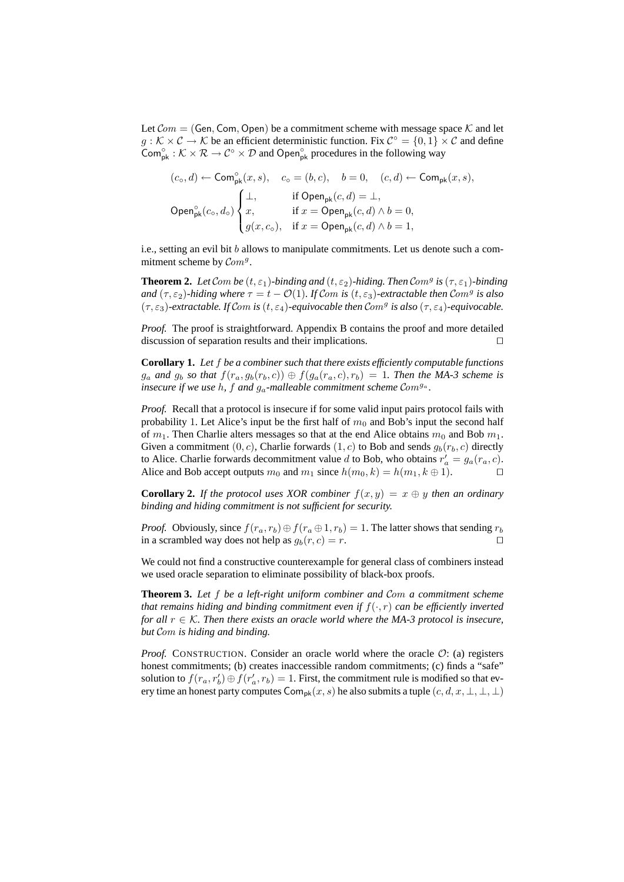Let $\mathcal{C}om = (\mathsf{Gen}, \mathsf{Com}, \mathsf{Open})$ be a commitment scheme with message space $\mathcal{K}$ and let $g : \mathcal{K} \times \mathcal{C} \to \mathcal{K}$ be an efficient deterministic function. Fix $\mathcal{C}^\circ = \{0,1\} \times \mathcal{C}$ and define $\mathsf{Com}^\circ_{\mathsf{pk}} : \mathcal{K} \times \mathcal{R} \to \mathcal{C}^\circ \times \mathcal{D}$ and $\mathsf{Open}^\circ_{\mathsf{pk}}$ procedures in the following way

$$(c_\circ, d) \leftarrow \mathsf{Com}^\circ_{\mathsf{pk}}(x, s), \quad c_\circ = (b, c), \quad b = 0, \quad (c, d) \leftarrow \mathsf{Com}_{\mathsf{pk}}(x, s),$$

$$\mathsf{Open}^\circ_{\mathsf{pk}}(c_\circ, d_\circ) \begin{cases} \perp, & \text{if } \mathsf{Open}_{\mathsf{pk}}(c, d) = \perp, \\ x, & \text{if } x = \mathsf{Open}_{\mathsf{pk}}(c, d) \wedge b = 0, \\ g(x, c_\circ), & \text{if } x = \mathsf{Open}_{\mathsf{pk}}(c, d) \wedge b = 1, \end{cases}$$

i.e., setting an evil bit $b$ allows to manipulate commitments. Let us denote such a commitment scheme by $\mathcal{C}om^g$.

**Theorem 2.** *Let $\mathcal{C}om$ be $(t, \varepsilon_1)$-binding and $(t, \varepsilon_2)$-hiding. Then $\mathcal{C}om^g$ is $(\tau, \varepsilon_1)$-binding and $(\tau, \varepsilon_2)$-hiding where $\tau = t - \mathcal{O}(1)$. If $\mathcal{C}om$ is $(t, \varepsilon_3)$-extractable then $\mathcal{C}om^g$ is also $(\tau, \varepsilon_3)$-extractable. If $\mathcal{C}om$ is $(t, \varepsilon_4)$-equivocable then $\mathcal{C}om^g$ is also $(\tau, \varepsilon_4)$-equivocable.*

*Proof.* The proof is straightforward. Appendix B contains the proof and more detailed discussion of separation results and their implications. □

**Corollary 1.** *Let $f$ be a combiner such that there exists efficiently computable functions $g_a$ and $g_b$ so that $f(r_a, g_b(r_b, c)) \oplus f(g_a(r_a, c), r_b) = 1$. Then the MA-3 scheme is insecure if we use $h$, $f$ and $g_a$-malleable commitment scheme $\mathcal{C}om^{g_a}$.*

*Proof.* Recall that a protocol is insecure if for some valid input pairs protocol fails with probability 1. Let Alice's input be the first half of $m_0$ and Bob's input the second half of $m_1$. Then Charlie alters messages so that at the end Alice obtains $m_0$ and Bob $m_1$. Given a commitment $(0, c)$, Charlie forwards $(1, c)$ to Bob and sends $g_b(r_b, c)$ directly to Alice. Charlie forwards decommitment value $d$ to Bob, who obtains $r'_a = g_a(r_a, c)$. Alice and Bob accept outputs $m_0$ and $m_1$ since $h(m_0, k) = h(m_1, k \oplus 1)$. □

**Corollary 2.** *If the protocol uses XOR combiner $f(x, y) = x \oplus y$ then an ordinary binding and hiding commitment is not sufficient for security.*

*Proof.* Obviously, since $f(r_a, r_b) \oplus f(r_a \oplus 1, r_b) = 1$. The latter shows that sending $r_b$ in a scrambled way does not help as $g_b(r, c) = r$. □

We could not find a constructive counterexample for general class of combiners instead we used oracle separation to eliminate possibility of black-box proofs.

**Theorem 3.** *Let $f$ be a left-right uniform combiner and $\mathcal{C}om$ a commitment scheme that remains hiding and binding commitment even if $f(\cdot, r)$ can be efficiently inverted for all $r \in \mathcal{K}$. Then there exists an oracle world where the MA-3 protocol is insecure, but $\mathcal{C}om$ is hiding and binding.*

*Proof.* CONSTRUCTION. Consider an oracle world where the oracle $\mathcal{O}$: (a) registers honest commitments; (b) creates inaccessible random commitments; (c) finds a "safe" solution to $f(r_a, r'_b) \oplus f(r'_a, r_b) = 1$. First, the commitment rule is modified so that every time an honest party computes $\mathsf{Com}_{\mathsf{pk}}(x, s)$ he also submits a tuple $(c, d, x, \perp, \perp, \perp)$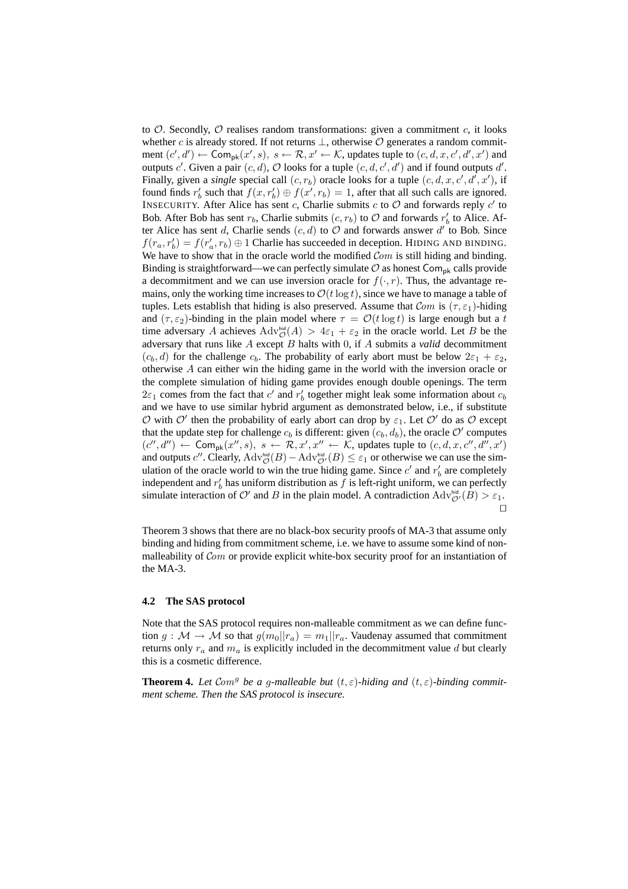to $\mathcal{O}$. Secondly, $\mathcal{O}$ realises random transformations: given a commitment $c$, it looks whether $c$ is already stored. If not returns $\perp$, otherwise $\mathcal{O}$ generates a random commitment $(c', d') \leftarrow \mathsf{Com}_{\mathsf{pk}}(x', s),\ s \leftarrow \mathcal{R}, x' \leftarrow \mathcal{K}$, updates tuple to $(c, d, x, c', d', x')$ and outputs $c'$. Given a pair $(c, d)$, $\mathcal{O}$ looks for a tuple $(c, d, c', d')$ and if found outputs $d'$. Finally, given a *single* special call $(c, r_b)$ oracle looks for a tuple $(c, d, x, c', d', x')$, if found finds $r_b'$ such that $f(x, r_b') \oplus f(x', r_b) = 1$, after that all such calls are ignored. INSECURITY. After Alice has sent $c$, Charlie submits $c$ to $\mathcal{O}$ and forwards reply $c'$ to Bob. After Bob has sent $r_b$, Charlie submits $(c, r_b)$ to $\mathcal{O}$ and forwards $r_b'$ to Alice. After Alice has sent $d$, Charlie sends $(c, d)$ to $\mathcal{O}$ and forwards answer $d'$ to Bob. Since $f(r_a, r_b') = f(r_a', r_b) \oplus 1$ Charlie has succeeded in deception. HIDING AND BINDING. We have to show that in the oracle world the modified $\mathcal{C}om$ is still hiding and binding. Binding is straightforward—we can perfectly simulate $\mathcal{O}$ as honest $\mathsf{Com}_{\mathsf{pk}}$ calls provide a decommitment and we can use inversion oracle for $f(\cdot, r)$. Thus, the advantage remains, only the working time increases to $\mathcal{O}(t \log t)$, since we have to manage a table of tuples. Lets establish that hiding is also preserved. Assume that $\mathcal{C}om$ is $(\tau, \varepsilon_1)$-hiding and $(\tau, \varepsilon_2)$-binding in the plain model where $\tau = \mathcal{O}(t \log t)$ is large enough but a $t$ time adversary $A$ achieves $\mathrm{Adv}^{\mathsf{hid}}_{\mathcal{O}}(A) > 4\varepsilon_1 + \varepsilon_2$ in the oracle world. Let $B$ be the adversary that runs like $A$ except $B$ halts with $0$, if $A$ submits a *valid* decommitment $(c_b, d)$ for the challenge $c_b$. The probability of early abort must be below $2\varepsilon_1 + \varepsilon_2$, otherwise $A$ can either win the hiding game in the world with the inversion oracle or the complete simulation of hiding game provides enough double openings. The term $2\varepsilon_1$ comes from the fact that $c'$ and $r_b'$ together might leak some information about $c_b$ and we have to use similar hybrid argument as demonstrated below, i.e., if substitute $\mathcal{O}$ with $\mathcal{O}'$ then the probability of early abort can drop by $\varepsilon_1$. Let $\mathcal{O}'$ do as $\mathcal{O}$ except that the update step for challenge $c_b$ is different: given $(c_b, d_b)$, the oracle $\mathcal{O}'$ computes $(c'', d'') \leftarrow \mathsf{Com}_{\mathsf{pk}}(x'', s),\ s \leftarrow \mathcal{R}, x', x'' \leftarrow \mathcal{K}$, updates tuple to $(c, d, x, c'', d'', x')$ and outputs $c''$. Clearly, $\mathrm{Adv}^{\mathsf{hid}}_{\mathcal{O}}(B) - \mathrm{Adv}^{\mathsf{hid}}_{\mathcal{O}'}(B) \leq \varepsilon_1$ or otherwise we can use the simulation of the oracle world to win the true hiding game. Since $c'$ and $r_b'$ are completely independent and $r_b'$ has uniform distribution as $f$ is left-right uniform, we can perfectly simulate interaction of $\mathcal{O}'$ and $B$ in the plain model. A contradiction $\mathrm{Adv}^{\mathsf{hid}}_{\mathcal{O}'}(B) > \varepsilon_1$. □

Theorem 3 shows that there are no black-box security proofs of MA-3 that assume only binding and hiding from commitment scheme, i.e. we have to assume some kind of non-malleability of $\mathcal{C}om$ or provide explicit white-box security proof for an instantiation of the MA-3.

### 4.2 The SAS protocol

Note that the SAS protocol requires non-malleable commitment as we can define function $g : \mathcal{M} \to \mathcal{M}$ so that $g(m_0 || r_a) = m_1 || r_a$. Vaudenay assumed that commitment returns only $r_a$ and $m_a$ is explicitly included in the decommitment value $d$ but clearly this is a cosmetic difference.

**Theorem 4.** *Let $\mathcal{C}om^g$ be a $g$-malleable but $(t, \varepsilon)$-hiding and $(t, \varepsilon)$-binding commitment scheme. Then the SAS protocol is insecure.*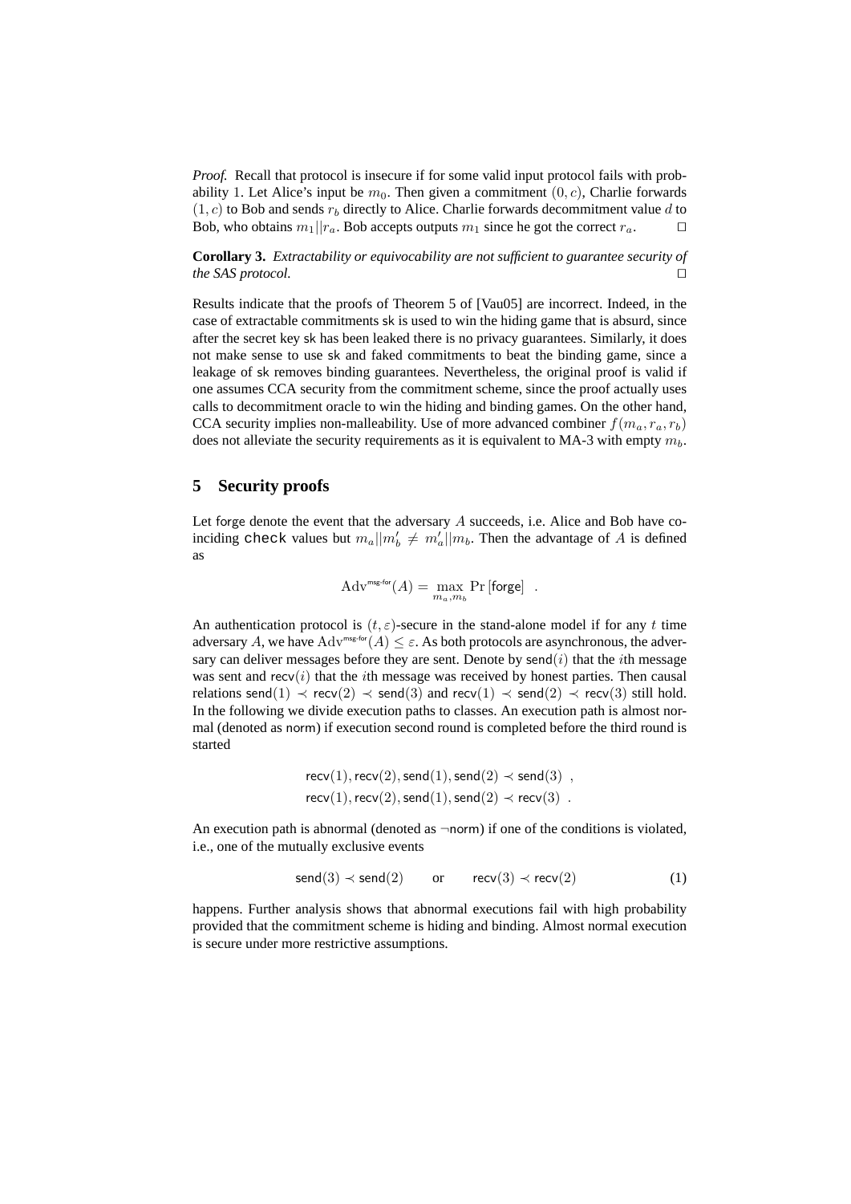*Proof.* Recall that protocol is insecure if for some valid input protocol fails with probability 1. Let Alice's input be $m_0$. Then given a commitment $(0, c)$, Charlie forwards $(1, c)$ to Bob and sends $r_b$ directly to Alice. Charlie forwards decommitment value $d$ to Bob, who obtains $m_1||r_a$. Bob accepts outputs $m_1$ since he got the correct $r_a$. □

**Corollary 3.** *Extractability or equivocability are not sufficient to guarantee security of the SAS protocol.* □

Results indicate that the proofs of Theorem 5 of [Vau05] are incorrect. Indeed, in the case of extractable commitments $\mathsf{sk}$ is used to win the hiding game that is absurd, since after the secret key $\mathsf{sk}$ has been leaked there is no privacy guarantees. Similarly, it does not make sense to use $\mathsf{sk}$ and faked commitments to beat the binding game, since a leakage of $\mathsf{sk}$ removes binding guarantees. Nevertheless, the original proof is valid if one assumes CCA security from the commitment scheme, since the proof actually uses calls to decommitment oracle to win the hiding and binding games. On the other hand, CCA security implies non-malleability. Use of more advanced combiner $f(m_a, r_a, r_b)$ does not alleviate the security requirements as it is equivalent to MA-3 with empty $m_b$.

## 5 Security proofs

Let $\mathsf{forge}$ denote the event that the adversary $A$ succeeds, i.e. Alice and Bob have coinciding `check` values but $m_a||m_b' \neq m_a'||m_b$. Then the advantage of $A$ is defined as

$$\mathrm{Adv}^{\mathsf{msg\text{-}for}}(A) = \max_{m_a, m_b} \Pr\left[\mathsf{forge}\right] \enspace .$$

An authentication protocol is $(t, \varepsilon)$-secure in the stand-alone model if for any $t$ time adversary $A$, we have $\mathrm{Adv}^{\mathsf{msg\text{-}for}}(A) \leq \varepsilon$. As both protocols are asynchronous, the adversary can deliver messages before they are sent. Denote by $\mathsf{send}(i)$ that the $i$th message was sent and $\mathsf{recv}(i)$ that the $i$th message was received by honest parties. Then causal relations $\mathsf{send}(1) \prec \mathsf{recv}(2) \prec \mathsf{send}(3)$ and $\mathsf{recv}(1) \prec \mathsf{send}(2) \prec \mathsf{recv}(3)$ still hold. In the following we divide execution paths to classes. An execution path is almost normal (denoted as $\mathsf{norm}$) if execution second round is completed before the third round is started

$$\mathsf{recv}(1), \mathsf{recv}(2), \mathsf{send}(1), \mathsf{send}(2) \prec \mathsf{send}(3) \enspace ,$$
$$\mathsf{recv}(1), \mathsf{recv}(2), \mathsf{send}(1), \mathsf{send}(2) \prec \mathsf{recv}(3) \enspace .$$

An execution path is abnormal (denoted as $\neg\mathsf{norm}$) if one of the conditions is violated, i.e., one of the mutually exclusive events

$$\mathsf{send}(3) \prec \mathsf{send}(2) \qquad \text{or} \qquad \mathsf{recv}(3) \prec \mathsf{recv}(2) \tag{1}$$

happens. Further analysis shows that abnormal executions fail with high probability provided that the commitment scheme is hiding and binding. Almost normal execution is secure under more restrictive assumptions.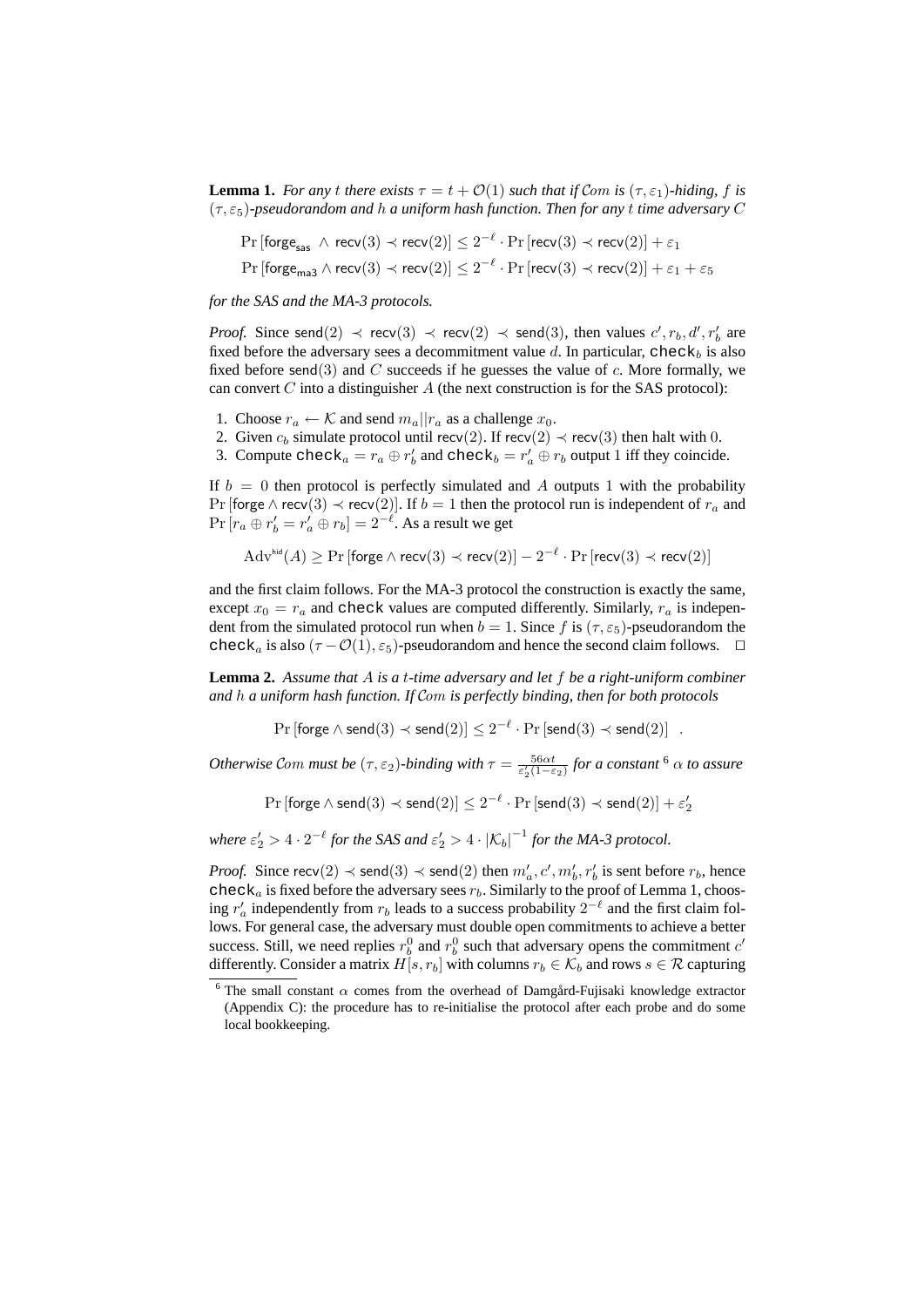**Lemma 1.** *For any $t$ there exists $\tau = t + \mathcal{O}(1)$ such that if $\mathcal{C}om$ is $(\tau, \varepsilon_1)$-hiding, $f$ is $(\tau, \varepsilon_5)$-pseudorandom and $h$ a uniform hash function. Then for any $t$ time adversary $C$*

$$\Pr\left[\mathsf{forge}_{\mathsf{sas}} \ \wedge\ \mathsf{recv}(3) \prec \mathsf{recv}(2)\right] \leq 2^{-\ell} \cdot \Pr\left[\mathsf{recv}(3) \prec \mathsf{recv}(2)\right] + \varepsilon_1$$

$$\Pr\left[\mathsf{forge}_{\mathsf{ma3}} \wedge \mathsf{recv}(3) \prec \mathsf{recv}(2)\right] \leq 2^{-\ell} \cdot \Pr\left[\mathsf{recv}(3) \prec \mathsf{recv}(2)\right] + \varepsilon_1 + \varepsilon_5$$

*for the SAS and the MA-3 protocols.*

*Proof.* Since $\mathsf{send}(2) \prec \mathsf{recv}(3) \prec \mathsf{recv}(2) \prec \mathsf{send}(3)$, then values $c', r_b, d', r_b'$ are fixed before the adversary sees a decommitment value $d$. In particular, $\mathtt{check}_b$ is also fixed before $\mathsf{send}(3)$ and $C$ succeeds if he guesses the value of $c$. More formally, we can convert $C$ into a distinguisher $A$ (the next construction is for the SAS protocol):

1. Choose $r_a \leftarrow \mathcal{K}$ and send $m_a \| r_a$ as a challenge $x_0$.
2. Given $c_b$ simulate protocol until $\mathsf{recv}(2)$. If $\mathsf{recv}(2) \prec \mathsf{recv}(3)$ then halt with $0$.
3. Compute $\mathtt{check}_a = r_a \oplus r_b'$ and $\mathtt{check}_b = r_a' \oplus r_b$ output $1$ iff they coincide.

If $b = 0$ then protocol is perfectly simulated and $A$ outputs $1$ with the probability $\Pr\left[\mathsf{forge} \wedge \mathsf{recv}(3) \prec \mathsf{recv}(2)\right]$. If $b = 1$ then the protocol run is independent of $r_a$ and $\Pr\left[r_a \oplus r_b' = r_a' \oplus r_b\right] = 2^{-\ell}$. As a result we get

$$\mathrm{Adv}^{\mathsf{hid}}(A) \geq \Pr\left[\mathsf{forge} \wedge \mathsf{recv}(3) \prec \mathsf{recv}(2)\right] - 2^{-\ell} \cdot \Pr\left[\mathsf{recv}(3) \prec \mathsf{recv}(2)\right]$$

and the first claim follows. For the MA-3 protocol the construction is exactly the same, except $x_0 = r_a$ and $\mathtt{check}$ values are computed differently. Similarly, $r_a$ is independent from the simulated protocol run when $b = 1$. Since $f$ is $(\tau, \varepsilon_5)$-pseudorandom the $\mathtt{check}_a$ is also $(\tau - \mathcal{O}(1), \varepsilon_5)$-pseudorandom and hence the second claim follows. $\square$

**Lemma 2.** *Assume that $A$ is a $t$-time adversary and let $f$ be a right-uniform combiner and $h$ a uniform hash function. If $\mathcal{C}om$ is perfectly binding, then for both protocols*

$$\Pr\left[\mathsf{forge} \wedge \mathsf{send}(3) \prec \mathsf{send}(2)\right] \leq 2^{-\ell} \cdot \Pr\left[\mathsf{send}(3) \prec \mathsf{send}(2)\right] \quad .$$

*Otherwise $\mathcal{C}om$ must be $(\tau, \varepsilon_2)$-binding with $\tau = \frac{56\alpha t}{\varepsilon_2'(1-\varepsilon_2)}$ for a constant* [6] *$\alpha$ to assure*

$$\Pr\left[\mathsf{forge} \wedge \mathsf{send}(3) \prec \mathsf{send}(2)\right] \leq 2^{-\ell} \cdot \Pr\left[\mathsf{send}(3) \prec \mathsf{send}(2)\right] + \varepsilon_2'$$

*where $\varepsilon_2' > 4 \cdot 2^{-\ell}$ for the SAS and $\varepsilon_2' > 4 \cdot |\mathcal{K}_b|^{-1}$ for the MA-3 protocol.*

*Proof.* Since $\mathsf{recv}(2) \prec \mathsf{send}(3) \prec \mathsf{send}(2)$ then $m_a', c', m_b', r_a'$ is sent before $r_b$, hence $\mathtt{check}_a$ is fixed before the adversary sees $r_b$. Similarly to the proof of Lemma 1, choosing $r_a'$ independently from $r_b$ leads to a success probability $2^{-\ell}$ and the first claim follows. For general case, the adversary must double open commitments to achieve a better success. Still, we need replies $r_b^0$ and $r_b^0$ such that adversary opens the commitment $c'$ differently. Consider a matrix $H[s, r_b]$ with columns $r_b \in \mathcal{K}_b$ and rows $s \in \mathcal{R}$ capturing

[6] The small constant $\alpha$ comes from the overhead of Damgård-Fujisaki knowledge extractor (Appendix C): the procedure has to re-initialise the protocol after each probe and do some local bookkeeping.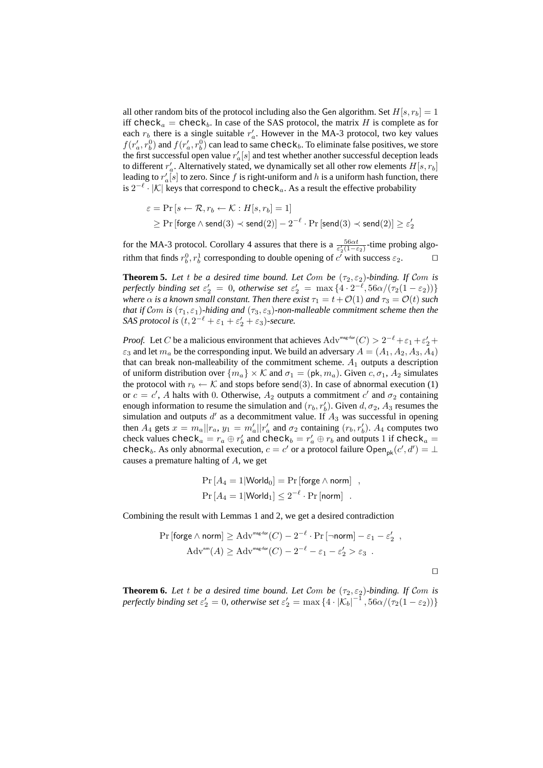all other random bits of the protocol including also the Gen algorithm. Set $H[s, r_b] = 1$ iff $\mathsf{check}_a = \mathsf{check}_b$. In case of the SAS protocol, the matrix $H$ is complete as for each $r_b$ there is a single suitable $r'_a$. However in the MA-3 protocol, two key values $f(r'_a, r^0_b)$ and $f(r'_a, r^0_b)$ can lead to same $\mathsf{check}_b$. To eliminate false positives, we store the first successful open value $r'_a[s]$ and test whether another successful deception leads to different $r'_a$. Alternatively stated, we dynamically set all other row elements $H[s, r_b]$ leading to $r'_a[s]$ to zero. Since $f$ is right-uniform and $h$ is a uniform hash function, there is $2^{-\ell} \cdot |\mathcal{K}|$ keys that correspond to $\mathsf{check}_a$. As a result the effective probability

$$
\begin{aligned}
\varepsilon &= \Pr\left[s \leftarrow \mathcal{R}, r_b \leftarrow \mathcal{K} : H[s, r_b] = 1\right] \\
&\geq \Pr\left[\mathsf{forge} \wedge \mathsf{send}(3) \prec \mathsf{send}(2)\right] - 2^{-\ell} \cdot \Pr\left[\mathsf{send}(3) \prec \mathsf{send}(2)\right] \geq \varepsilon'_2
\end{aligned}
$$

for the MA-3 protocol. Corollary 4 assures that there is a $\frac{56\alpha t}{\varepsilon'_2(1-\varepsilon_2)}$-time probing algorithm that finds $r^0_b, r^1_b$ corresponding to double opening of $c'$ with success $\varepsilon_2$. □

**Theorem 5.** *Let $t$ be a desired time bound. Let $\mathcal{C}om$ be $(\tau_2, \varepsilon_2)$-binding. If $\mathcal{C}om$ is perfectly binding set $\varepsilon'_2 = 0$, otherwise set $\varepsilon'_2 = \max\{4 \cdot 2^{-\ell}, 56\alpha/(\tau_2(1-\varepsilon_2))\}$ where $\alpha$ is a known small constant. Then there exist $\tau_1 = t + \mathcal{O}(1)$ and $\tau_3 = \mathcal{O}(t)$ such that if $\mathcal{C}om$ is $(\tau_1, \varepsilon_1)$-hiding and $(\tau_3, \varepsilon_3)$-non-malleable commitment scheme then the SAS protocol is $(t, 2^{-\ell} + \varepsilon_1 + \varepsilon'_2 + \varepsilon_3)$-secure.*

*Proof.* Let $C$ be a malicious environment that achieves $\mathrm{Adv}^{\mathsf{msg\text{-}for}}(C) > 2^{-\ell} + \varepsilon_1 + \varepsilon'_2 + \varepsilon_3$ and let $m_a$ be the corresponding input. We build an adversary $A = (A_1, A_2, A_3, A_4)$ that can break non-malleability of the commitment scheme. $A_1$ outputs a description of uniform distribution over $\{m_a\} \times \mathcal{K}$ and $\sigma_1 = (\mathsf{pk}, m_a)$. Given $c, \sigma_1$, $A_2$ simulates the protocol with $r_b \leftarrow \mathcal{K}$ and stops before $\mathsf{send}(3)$. In case of abnormal execution (1) or $c = c'$, $A$ halts with 0. Otherwise, $A_2$ outputs a commitment $c'$ and $\sigma_2$ containing enough information to resume the simulation and $(r_b, r'_b)$. Given $d, \sigma_2$, $A_3$ resumes the simulation and outputs $d'$ as a decommitment value. If $A_3$ was successful in opening then $A_4$ gets $x = m_a || r_a$, $y_1 = m'_a || r'_a$ and $\sigma_2$ containing $(r_b, r'_b)$. $A_4$ computes two check values $\mathsf{check}_a = r_a \oplus r'_b$ and $\mathsf{check}_b = r'_a \oplus r_b$ and outputs 1 if $\mathsf{check}_a = \mathsf{check}_b$. As only abnormal execution, $c = c'$ or a protocol failure $\mathsf{Open}_{\mathsf{pk}}(c', d') = \perp$ causes a premature halting of $A$, we get

$$
\begin{aligned}
\Pr\left[A_4 = 1 | \mathsf{World}_0\right] &= \Pr\left[\mathsf{forge} \wedge \mathsf{norm}\right] \quad , \\
\Pr\left[A_4 = 1 | \mathsf{World}_1\right] &\leq 2^{-\ell} \cdot \Pr\left[\mathsf{norm}\right] \quad .
\end{aligned}
$$

Combining the result with Lemmas 1 and 2, we get a desired contradiction

$$
\begin{aligned}
\Pr\left[\mathsf{forge} \wedge \mathsf{norm}\right] &\geq \mathrm{Adv}^{\mathsf{msg\text{-}for}}(C) - 2^{-\ell} \cdot \Pr\left[\neg\mathsf{norm}\right] - \varepsilon_1 - \varepsilon'_2 \quad , \\
\mathrm{Adv}^{\mathsf{nm}}(A) &\geq \mathrm{Adv}^{\mathsf{msg\text{-}for}}(C) - 2^{-\ell} - \varepsilon_1 - \varepsilon'_2 > \varepsilon_3 \quad .
\end{aligned}
$$

□

**Theorem 6.** *Let $t$ be a desired time bound. Let $\mathcal{C}om$ be $(\tau_2, \varepsilon_2)$-binding. If $\mathcal{C}om$ is perfectly binding set $\varepsilon'_2 = 0$, otherwise set $\varepsilon'_2 = \max\{4 \cdot |\mathcal{K}_b|^{-1}, 56\alpha/(\tau_2(1-\varepsilon_2))\}$*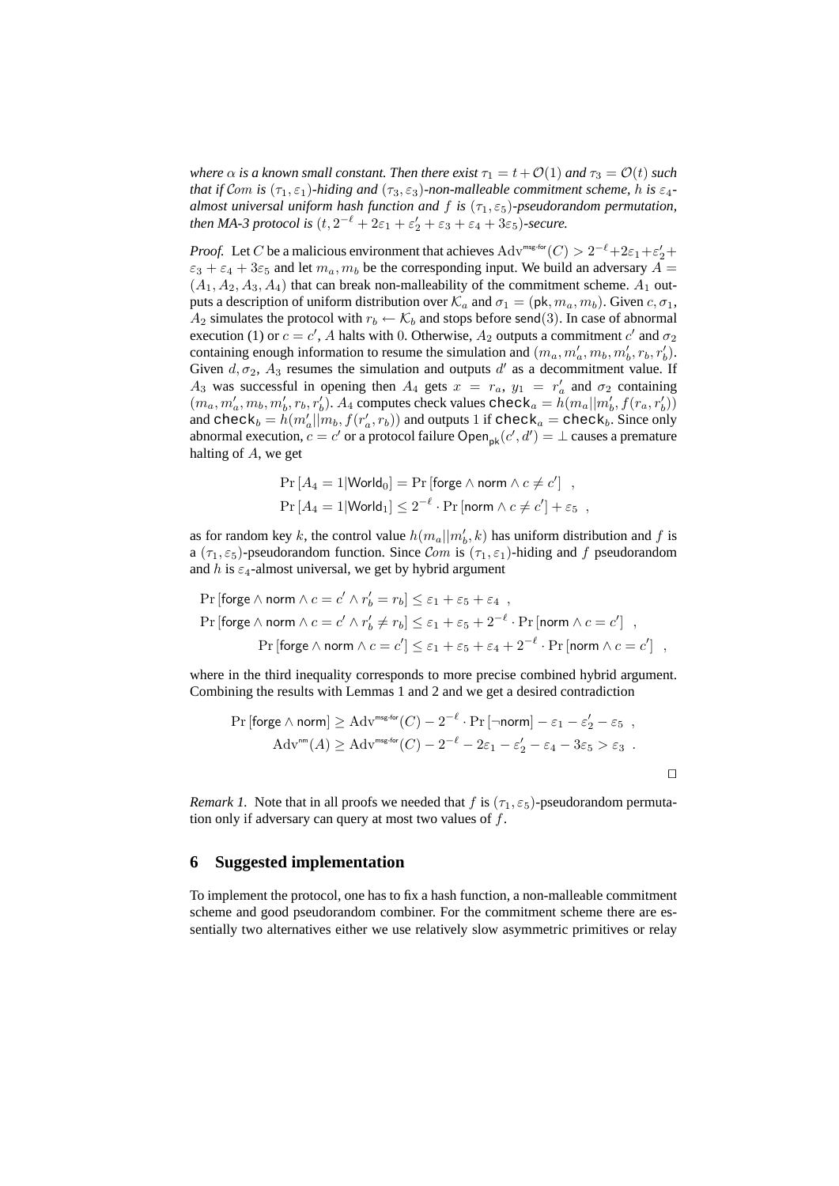*where $\alpha$ is a known small constant. Then there exist $\tau_1 = t + \mathcal{O}(1)$ and $\tau_3 = \mathcal{O}(t)$ such that if $\mathcal{C}om$ is $(\tau_1, \varepsilon_1)$-hiding and $(\tau_3, \varepsilon_3)$-non-malleable commitment scheme, $h$ is $\varepsilon_4$-almost universal uniform hash function and $f$ is $(\tau_1, \varepsilon_5)$-pseudorandom permutation, then MA-3 protocol is $(t, 2^{-\ell} + 2\varepsilon_1 + \varepsilon_2' + \varepsilon_3 + \varepsilon_4 + 3\varepsilon_5)$-secure.*

*Proof.* Let $C$ be a malicious environment that achieves $\mathrm{Adv}^{\mathsf{msg\text{-}for}}(C) > 2^{-\ell} + 2\varepsilon_1 + \varepsilon_2' + \varepsilon_3 + \varepsilon_4 + 3\varepsilon_5$ and let $m_a, m_b$ be the corresponding input. We build an adversary $A = (A_1, A_2, A_3, A_4)$ that can break non-malleability of the commitment scheme. $A_1$ outputs a description of uniform distribution over $\mathcal{K}_a$ and $\sigma_1 = (\mathsf{pk}, m_a, m_b)$. Given $c, \sigma_1$, $A_2$ simulates the protocol with $r_b \leftarrow \mathcal{K}_b$ and stops before $\mathsf{send}(3)$. In case of abnormal execution (1) or $c = c'$, $A$ halts with 0. Otherwise, $A_2$ outputs a commitment $c'$ and $\sigma_2$ containing enough information to resume the simulation and $(m_a, m_a', m_b, m_b', r_b, r_b')$. Given $d, \sigma_2$, $A_3$ resumes the simulation and outputs $d'$ as a decommitment value. If $A_3$ was successful in opening then $A_4$ gets $x = r_a$, $y_1 = r_a'$ and $\sigma_2$ containing $(m_a, m_a', m_b, m_b', r_b, r_b')$. $A_4$ computes check values $\mathsf{check}_a = h(m_a || m_b', f(r_a, r_b'))$ and $\mathsf{check}_b = h(m_a' || m_b, f(r_a', r_b))$ and outputs 1 if $\mathsf{check}_a = \mathsf{check}_b$. Since only abnormal execution, $c = c'$ or a protocol failure $\mathsf{Open}_{\mathsf{pk}}(c', d') = \perp$ causes a premature halting of $A$, we get

$$\Pr\left[A_4 = 1 | \mathsf{World}_0\right] = \Pr\left[\mathsf{forge} \wedge \mathsf{norm} \wedge c \neq c'\right] \enspace ,$$
$$\Pr\left[A_4 = 1 | \mathsf{World}_1\right] \leq 2^{-\ell} \cdot \Pr\left[\mathsf{norm} \wedge c \neq c'\right] + \varepsilon_5 \enspace ,$$

as for random key $k$, the control value $h(m_a || m_b', k)$ has uniform distribution and $f$ is a $(\tau_1, \varepsilon_5)$-pseudorandom function. Since $\mathcal{C}om$ is $(\tau_1, \varepsilon_1)$-hiding and $f$ pseudorandom and $h$ is $\varepsilon_4$-almost universal, we get by hybrid argument

$$\Pr\left[\mathsf{forge} \wedge \mathsf{norm} \wedge c = c' \wedge r_b' = r_b\right] \leq \varepsilon_1 + \varepsilon_5 + \varepsilon_4 \enspace ,$$
$$\Pr\left[\mathsf{forge} \wedge \mathsf{norm} \wedge c = c' \wedge r_b' \neq r_b\right] \leq \varepsilon_1 + \varepsilon_5 + 2^{-\ell} \cdot \Pr\left[\mathsf{norm} \wedge c = c'\right] \enspace ,$$
$$\Pr\left[\mathsf{forge} \wedge \mathsf{norm} \wedge c = c'\right] \leq \varepsilon_1 + \varepsilon_5 + \varepsilon_4 + 2^{-\ell} \cdot \Pr\left[\mathsf{norm} \wedge c = c'\right] \enspace ,$$

where in the third inequality corresponds to more precise combined hybrid argument. Combining the results with Lemmas 1 and 2 and we get a desired contradiction

$$\Pr\left[\mathsf{forge} \wedge \mathsf{norm}\right] \geq \mathrm{Adv}^{\mathsf{msg\text{-}for}}(C) - 2^{-\ell} \cdot \Pr\left[\neg\mathsf{norm}\right] - \varepsilon_1 - \varepsilon_2' - \varepsilon_5 \enspace ,$$
$$\mathrm{Adv}^{\mathsf{nm}}(A) \geq \mathrm{Adv}^{\mathsf{msg\text{-}for}}(C) - 2^{-\ell} - 2\varepsilon_1 - \varepsilon_2' - \varepsilon_4 - 3\varepsilon_5 > \varepsilon_3 \enspace .$$

□

*Remark 1.* Note that in all proofs we needed that $f$ is $(\tau_1, \varepsilon_5)$-pseudorandom permutation only if adversary can query at most two values of $f$.

## 6 Suggested implementation

To implement the protocol, one has to fix a hash function, a non-malleable commitment scheme and good pseudorandom combiner. For the commitment scheme there are essentially two alternatives either we use relatively slow asymmetric primitives or relay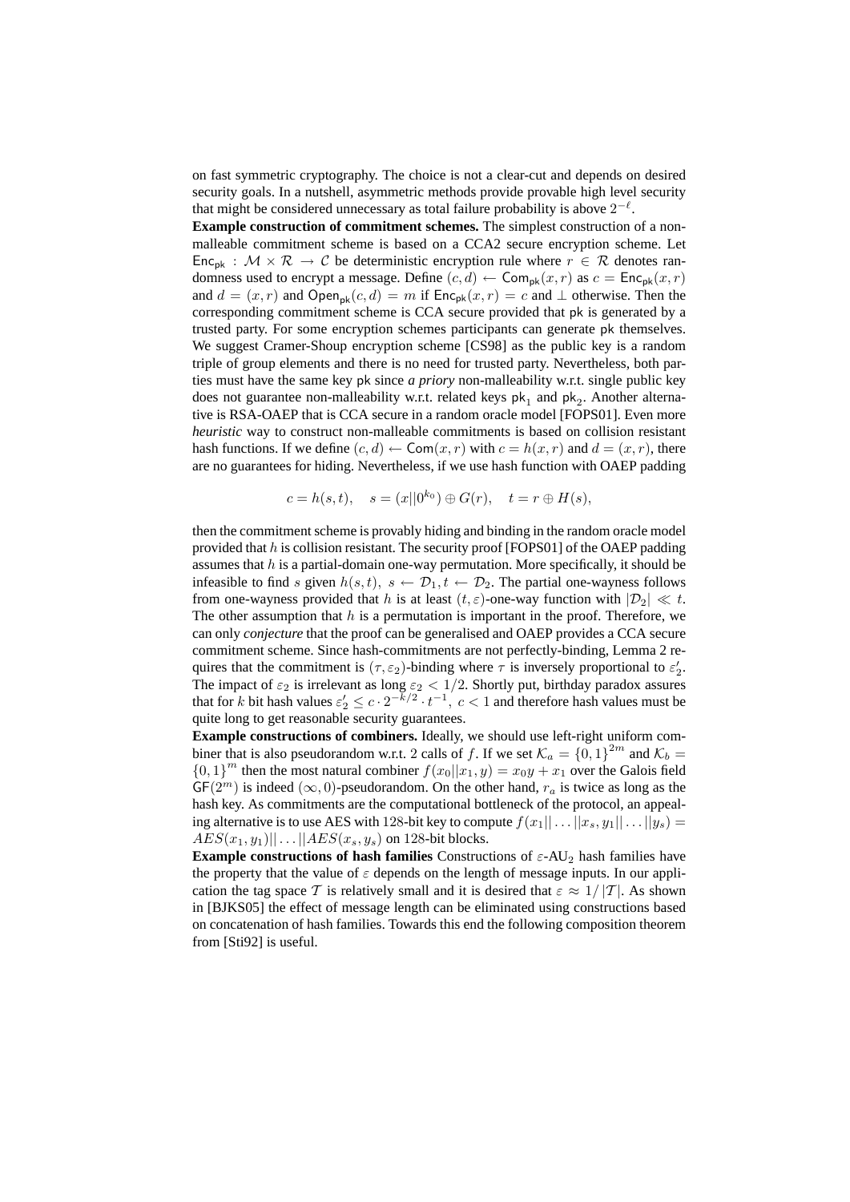on fast symmetric cryptography. The choice is not a clear-cut and depends on desired security goals. In a nutshell, asymmetric methods provide provable high level security that might be considered unnecessary as total failure probability is above $2^{-\ell}$.

**Example construction of commitment schemes.** The simplest construction of a non-malleable commitment scheme is based on a CCA2 secure encryption scheme. Let $\mathsf{Enc}_{\mathsf{pk}} : \mathcal{M} \times \mathcal{R} \to \mathcal{C}$ be deterministic encryption rule where $r \in \mathcal{R}$ denotes randomness used to encrypt a message. Define $(c, d) \leftarrow \mathsf{Com}_{\mathsf{pk}}(x, r)$ as $c = \mathsf{Enc}_{\mathsf{pk}}(x, r)$ and $d = (x, r)$ and $\mathsf{Open}_{\mathsf{pk}}(c, d) = m$ if $\mathsf{Enc}_{\mathsf{pk}}(x, r) = c$ and $\perp$ otherwise. Then the corresponding commitment scheme is CCA secure provided that $\mathsf{pk}$ is generated by a trusted party. For some encryption schemes participants can generate $\mathsf{pk}$ themselves. We suggest Cramer-Shoup encryption scheme [CS98] as the public key is a random triple of group elements and there is no need for trusted party. Nevertheless, both parties must have the same key $\mathsf{pk}$ since *a priory* non-malleability w.r.t. single public key does not guarantee non-malleability w.r.t. related keys $\mathsf{pk}_1$ and $\mathsf{pk}_2$. Another alternative is RSA-OAEP that is CCA secure in a random oracle model [FOPS01]. Even more *heuristic* way to construct non-malleable commitments is based on collision resistant hash functions. If we define $(c, d) \leftarrow \mathsf{Com}(x, r)$ with $c = h(x, r)$ and $d = (x, r)$, there are no guarantees for hiding. Nevertheless, if we use hash function with OAEP padding

$$c = h(s, t), \quad s = (x||0^{k_0}) \oplus G(r), \quad t = r \oplus H(s),$$

then the commitment scheme is provably hiding and binding in the random oracle model provided that $h$ is collision resistant. The security proof [FOPS01] of the OAEP padding assumes that $h$ is a partial-domain one-way permutation. More specifically, it should be infeasible to find $s$ given $h(s, t),\ s \leftarrow \mathcal{D}_1, t \leftarrow \mathcal{D}_2$. The partial one-wayness follows from one-wayness provided that $h$ is at least $(t, \varepsilon)$-one-way function with $|\mathcal{D}_2| \ll t$. The other assumption that $h$ is a permutation is important in the proof. Therefore, we can only *conjecture* that the proof can be generalised and OAEP provides a CCA secure commitment scheme. Since hash-commitments are not perfectly-binding, Lemma 2 requires that the commitment is $(\tau, \varepsilon_2)$-binding where $\tau$ is inversely proportional to $\varepsilon_2'$. The impact of $\varepsilon_2$ is irrelevant as long $\varepsilon_2 < 1/2$. Shortly put, birthday paradox assures that for $k$ bit hash values $\varepsilon_2' \leq c \cdot 2^{-k/2} \cdot t^{-1},\ c < 1$ and therefore hash values must be quite long to get reasonable security guarantees.

**Example constructions of combiners.** Ideally, we should use left-right uniform combiner that is also pseudorandom w.r.t. 2 calls of $f$. If we set $\mathcal{K}_a = \{0,1\}^{2m}$ and $\mathcal{K}_b = \{0,1\}^m$ then the most natural combiner $f(x_0||x_1, y) = x_0 y + x_1$ over the Galois field $\mathsf{GF}(2^m)$ is indeed $(\infty, 0)$-pseudorandom. On the other hand, $r_a$ is twice as long as the hash key. As commitments are the computational bottleneck of the protocol, an appealing alternative is to use AES with 128-bit key to compute $f(x_1|| \ldots ||x_s, y_1|| \ldots ||y_s) = AES(x_1, y_1)|| \ldots ||AES(x_s, y_s)$ on 128-bit blocks.

**Example constructions of hash families** Constructions of $\varepsilon$-$\mathsf{AU}_2$ hash families have the property that the value of $\varepsilon$ depends on the length of message inputs. In our application the tag space $\mathcal{T}$ is relatively small and it is desired that $\varepsilon \approx 1/|\mathcal{T}|$. As shown in [BJKS05] the effect of message length can be eliminated using constructions based on concatenation of hash families. Towards this end the following composition theorem from [Sti92] is useful.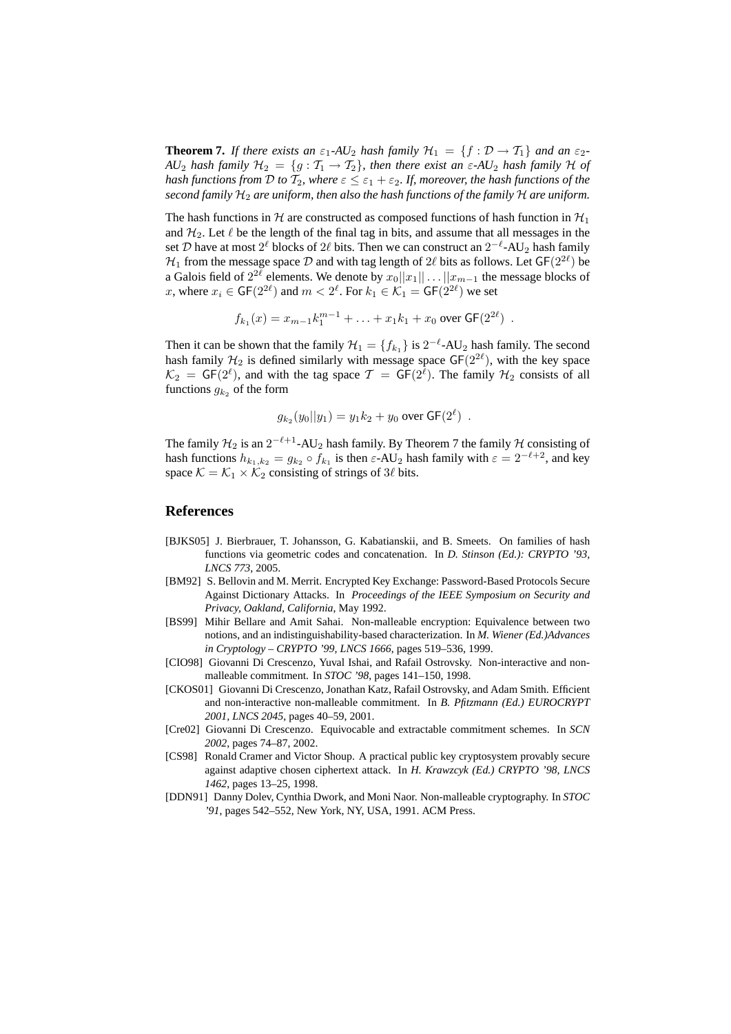**Theorem 7.** *If there exists an $\varepsilon_1$-AU$_2$ hash family $\mathcal{H}_1 = \{f : \mathcal{D} \to \mathcal{T}_1\}$ and an $\varepsilon_2$-AU$_2$ hash family $\mathcal{H}_2 = \{g : \mathcal{T}_1 \to \mathcal{T}_2\}$, then there exist an $\varepsilon$-AU$_2$ hash family $\mathcal{H}$ of hash functions from $\mathcal{D}$ to $\mathcal{T}_2$, where $\varepsilon \leq \varepsilon_1 + \varepsilon_2$. If, moreover, the hash functions of the second family $\mathcal{H}_2$ are uniform, then also the hash functions of the family $\mathcal{H}$ are uniform.*

The hash functions in $\mathcal{H}$ are constructed as composed functions of hash function in $\mathcal{H}_1$ and $\mathcal{H}_2$. Let $\ell$ be the length of the final tag in bits, and assume that all messages in the set $\mathcal{D}$ have at most $2^\ell$ blocks of $2\ell$ bits. Then we can construct an $2^{-\ell}$-AU$_2$ hash family $\mathcal{H}_1$ from the message space $\mathcal{D}$ and with tag length of $2\ell$ bits as follows. Let $\mathsf{GF}(2^{2\ell})$ be a Galois field of $2^{2\ell}$ elements. We denote by $x_0||x_1||\ldots||x_{m-1}$ the message blocks of $x$, where $x_i \in \mathsf{GF}(2^{2\ell})$ and $m < 2^\ell$. For $k_1 \in \mathcal{K}_1 = \mathsf{GF}(2^{2\ell})$ we set

$$f_{k_1}(x) = x_{m-1}k_1^{m-1} + \ldots + x_1 k_1 + x_0 \text{ over } \mathsf{GF}(2^{2\ell}) \ .$$

Then it can be shown that the family $\mathcal{H}_1 = \{f_{k_1}\}$ is $2^{-\ell}$-AU$_2$ hash family. The second hash family $\mathcal{H}_2$ is defined similarly with message space $\mathsf{GF}(2^{2\ell})$, with the key space $\mathcal{K}_2 = \mathsf{GF}(2^\ell)$, and with the tag space $\mathcal{T} = \mathsf{GF}(2^\ell)$. The family $\mathcal{H}_2$ consists of all functions $g_{k_2}$ of the form

$$g_{k_2}(y_0||y_1) = y_1 k_2 + y_0 \text{ over } \mathsf{GF}(2^\ell) \ .$$

The family $\mathcal{H}_2$ is an $2^{-\ell+1}$-AU$_2$ hash family. By Theorem 7 the family $\mathcal{H}$ consisting of hash functions $h_{k_1,k_2} = g_{k_2} \circ f_{k_1}$ is then $\varepsilon$-AU$_2$ hash family with $\varepsilon = 2^{-\ell+2}$, and key space $\mathcal{K} = \mathcal{K}_1 \times \mathcal{K}_2$ consisting of strings of $3\ell$ bits.

## References

[BJKS05] J. Bierbrauer, T. Johansson, G. Kabatianskii, and B. Smeets. On families of hash functions via geometric codes and concatenation. In *D. Stinson (Ed.): CRYPTO '93, LNCS 773*, 2005.

[BM92] S. Bellovin and M. Merrit. Encrypted Key Exchange: Password-Based Protocols Secure Against Dictionary Attacks. In *Proceedings of the IEEE Symposium on Security and Privacy, Oakland, California*, May 1992.

[BS99] Mihir Bellare and Amit Sahai. Non-malleable encryption: Equivalence between two notions, and an indistinguishability-based characterization. In *M. Wiener (Ed.)Advances in Cryptology – CRYPTO '99, LNCS 1666*, pages 519–536, 1999.

[CIO98] Giovanni Di Crescenzo, Yuval Ishai, and Rafail Ostrovsky. Non-interactive and non-malleable commitment. In *STOC '98*, pages 141–150, 1998.

[CKOS01] Giovanni Di Crescenzo, Jonathan Katz, Rafail Ostrovsky, and Adam Smith. Efficient and non-interactive non-malleable commitment. In *B. Pfitzmann (Ed.) EUROCRYPT 2001, LNCS 2045*, pages 40–59, 2001.

[Cre02] Giovanni Di Crescenzo. Equivocable and extractable commitment schemes. In *SCN 2002*, pages 74–87, 2002.

[CS98] Ronald Cramer and Victor Shoup. A practical public key cryptosystem provably secure against adaptive chosen ciphertext attack. In *H. Krawzcyk (Ed.) CRYPTO '98, LNCS 1462*, pages 13–25, 1998.

[DDN91] Danny Dolev, Cynthia Dwork, and Moni Naor. Non-malleable cryptography. In *STOC '91*, pages 542–552, New York, NY, USA, 1991. ACM Press.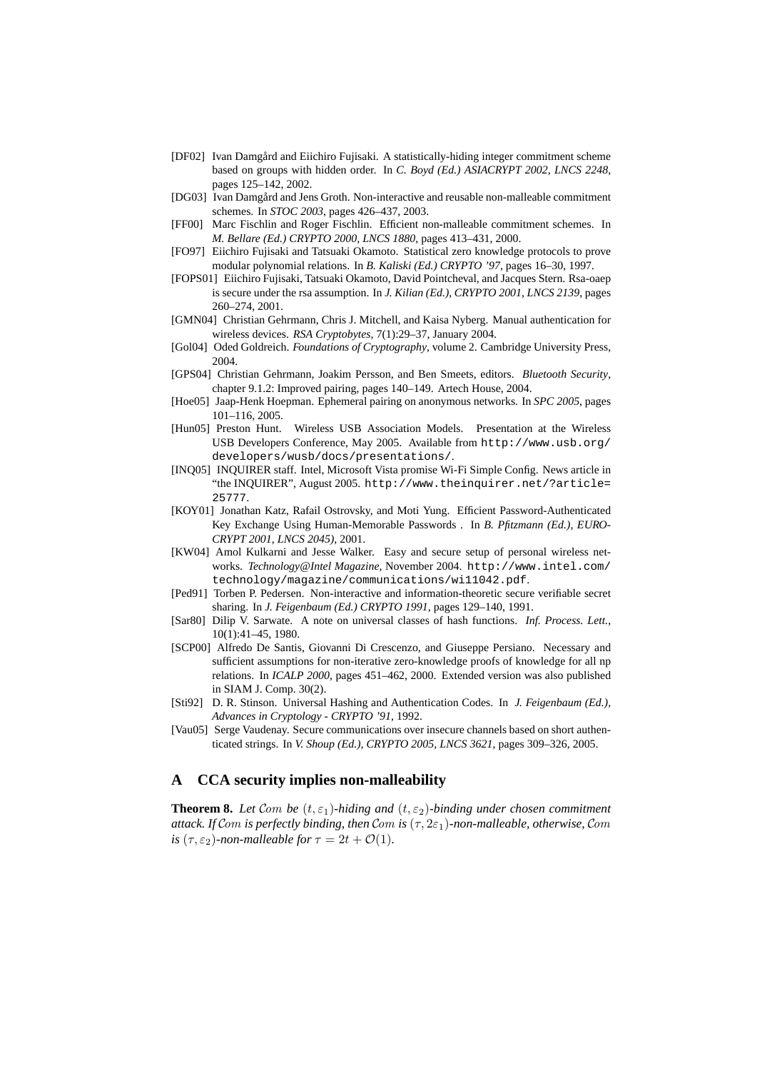[DF02] Ivan Damgård and Eiichiro Fujisaki. A statistically-hiding integer commitment scheme based on groups with hidden order. In *C. Boyd (Ed.) ASIACRYPT 2002, LNCS 2248*, pages 125–142, 2002.

[DG03] Ivan Damgård and Jens Groth. Non-interactive and reusable non-malleable commitment schemes. In *STOC 2003*, pages 426–437, 2003.

[FF00] Marc Fischlin and Roger Fischlin. Efficient non-malleable commitment schemes. In *M. Bellare (Ed.) CRYPTO 2000, LNCS 1880*, pages 413–431, 2000.

[FO97] Eiichiro Fujisaki and Tatsuaki Okamoto. Statistical zero knowledge protocols to prove modular polynomial relations. In *B. Kaliski (Ed.) CRYPTO '97*, pages 16–30, 1997.

[FOPS01] Eiichiro Fujisaki, Tatsuaki Okamoto, David Pointcheval, and Jacques Stern. Rsa-oaep is secure under the rsa assumption. In *J. Kilian (Ed.), CRYPTO 2001, LNCS 2139*, pages 260–274, 2001.

[GMN04] Christian Gehrmann, Chris J. Mitchell, and Kaisa Nyberg. Manual authentication for wireless devices. *RSA Cryptobytes*, 7(1):29–37, January 2004.

[Gol04] Oded Goldreich. *Foundations of Cryptography*, volume 2. Cambridge University Press, 2004.

[GPS04] Christian Gehrmann, Joakim Persson, and Ben Smeets, editors. *Bluetooth Security*, chapter 9.1.2: Improved pairing, pages 140–149. Artech House, 2004.

[Hoe05] Jaap-Henk Hoepman. Ephemeral pairing on anonymous networks. In *SPC 2005*, pages 101–116, 2005.

[Hun05] Preston Hunt. Wireless USB Association Models. Presentation at the Wireless USB Developers Conference, May 2005. Available from `http://www.usb.org/developers/wusb/docs/presentations/`.

[INQ05] INQUIRER staff. Intel, Microsoft Vista promise Wi-Fi Simple Config. News article in "the INQUIRER", August 2005. `http://www.theinquirer.net/?article=25777`.

[KOY01] Jonathan Katz, Rafail Ostrovsky, and Moti Yung. Efficient Password-Authenticated Key Exchange Using Human-Memorable Passwords . In *B. Pfitzmann (Ed.), EUROCRYPT 2001, LNCS 2045)*, 2001.

[KW04] Amol Kulkarni and Jesse Walker. Easy and secure setup of personal wireless networks. *Technology@Intel Magazine*, November 2004. `http://www.intel.com/technology/magazine/communications/wi11042.pdf`.

[Ped91] Torben P. Pedersen. Non-interactive and information-theoretic secure verifiable secret sharing. In *J. Feigenbaum (Ed.) CRYPTO 1991*, pages 129–140, 1991.

[Sar80] Dilip V. Sarwate. A note on universal classes of hash functions. *Inf. Process. Lett.*, 10(1):41–45, 1980.

[SCP00] Alfredo De Santis, Giovanni Di Crescenzo, and Giuseppe Persiano. Necessary and sufficient assumptions for non-iterative zero-knowledge proofs of knowledge for all np relations. In *ICALP 2000*, pages 451–462, 2000. Extended version was also published in SIAM J. Comp. 30(2).

[Sti92] D. R. Stinson. Universal Hashing and Authentication Codes. In *J. Feigenbaum (Ed.), Advances in Cryptology - CRYPTO '91*, 1992.

[Vau05] Serge Vaudenay. Secure communications over insecure channels based on short authenticated strings. In *V. Shoup (Ed.), CRYPTO 2005, LNCS 3621*, pages 309–326, 2005.

## A CCA security implies non-malleability

**Theorem 8.** *Let $\mathcal{C}om$ be $(t, \varepsilon_1)$-hiding and $(t, \varepsilon_2)$-binding under chosen commitment attack. If $\mathcal{C}om$ is perfectly binding, then $\mathcal{C}om$ is $(\tau, 2\varepsilon_1)$-non-malleable, otherwise, $\mathcal{C}om$ is $(\tau, \varepsilon_2)$-non-malleable for $\tau = 2t + \mathcal{O}(1)$.*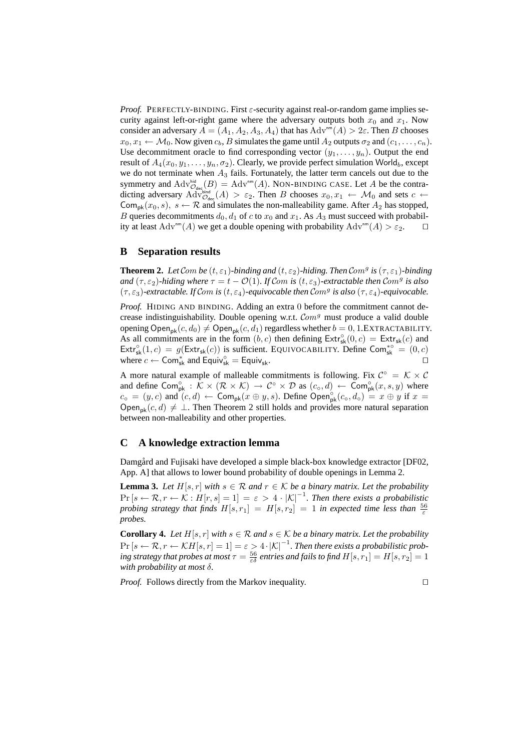*Proof.* PERFECTLY-BINDING. First $\varepsilon$-security against real-or-random game implies security against left-or-right game where the adversary outputs both $x_0$ and $x_1$. Now consider an adversary $A = (A_1, A_2, A_3, A_4)$ that has $\mathrm{Adv}^{\mathsf{nm}}(A) > 2\varepsilon$. Then $B$ chooses $x_0, x_1 \leftarrow \mathcal{M}_0$. Now given $c_b$, $B$ simulates the game until $A_2$ outputs $\sigma_2$ and $(c_1, \ldots, c_n)$. Use decommitment oracle to find corresponding vector $(y_1, \ldots, y_n)$. Output the end result of $A_4(x_0, y_1, \ldots, y_n, \sigma_2)$. Clearly, we provide perfect simulation $\mathsf{World}_b$, except we do not terminate when $A_3$ fails. Fortunately, the latter term cancels out due to the symmetry and $\mathrm{Adv}^{\mathsf{hid}}_{\mathcal{O}_{\mathsf{dec}}}(B) = \mathrm{Adv}^{\mathsf{nm}}(A)$. NON-BINDING CASE. Let $A$ be the contradicting adversary $\mathrm{Adv}^{\mathsf{bind}}_{\mathcal{O}_{\mathsf{dec}}}(A) > \varepsilon_2$. Then $B$ chooses $x_0, x_1 \leftarrow \mathcal{M}_0$ and sets $c \leftarrow \mathsf{Com}_{\mathsf{pk}}(x_0, s),\ s \leftarrow \mathcal{R}$ and simulates the non-malleability game. After $A_2$ has stopped, $B$ queries decommitments $d_0, d_1$ of $c$ to $x_0$ and $x_1$. As $A_3$ must succeed with probability at least $\mathrm{Adv}^{\mathsf{nm}}(A)$ we get a double opening with probability $\mathrm{Adv}^{\mathsf{nm}}(A) > \varepsilon_2$. $\square$

## B Separation results

**Theorem 2.** *Let $\mathcal{C}om$ be $(t, \varepsilon_1)$-binding and $(t, \varepsilon_2)$-hiding. Then $\mathcal{C}om^g$ is $(\tau, \varepsilon_1)$-binding and $(\tau, \varepsilon_2)$-hiding where $\tau = t - \mathcal{O}(1)$. If $\mathcal{C}om$ is $(t, \varepsilon_3)$-extractable then $\mathcal{C}om^g$ is also $(\tau, \varepsilon_3)$-extractable. If $\mathcal{C}om$ is $(t, \varepsilon_4)$-equivocable then $\mathcal{C}om^g$ is also $(\tau, \varepsilon_4)$-equivocable.*

*Proof.* HIDING AND BINDING. Adding an extra $0$ before the commitment cannot decrease indistinguishability. Double opening w.r.t. $\mathcal{C}om^g$ must produce a valid double opening $\mathsf{Open}_{\mathsf{pk}}(c, d_0) \neq \mathsf{Open}_{\mathsf{pk}}(c, d_1)$ regardless whether $b = 0, 1$.EXTRACTABILITY. As all commitments are in the form $(b, c)$ then defining $\mathsf{Extr}^{\circ}_{\mathsf{sk}}(0, c) = \mathsf{Extr}_{\mathsf{sk}}(c)$ and $\mathsf{Extr}^{\circ}_{\mathsf{sk}}(1, c) = g(\mathsf{Extr}_{\mathsf{sk}}(c))$ is sufficient. EQUIVOCABILITY. Define $\mathsf{Com}^{*\circ}_{\mathsf{sk}} = (0, c)$ where $c \leftarrow \mathsf{Com}^{*}_{\mathsf{sk}}$ and $\mathsf{Equiv}^{\circ}_{\mathsf{sk}} = \mathsf{Equiv}_{\mathsf{sk}}$. $\square$

A more natural example of malleable commitments is following. Fix $\mathcal{C}^{\circ} = \mathcal{K} \times \mathcal{C}$ and define $\mathsf{Com}^{\circ}_{\mathsf{pk}} : \mathcal{K} \times (\mathcal{R} \times \mathcal{K}) \rightarrow \mathcal{C}^{\circ} \times \mathcal{D}$ as $(c_{\circ}, d) \leftarrow \mathsf{Com}^{\circ}_{\mathsf{pk}}(x, s, y)$ where $c_{\circ} = (y, c)$ and $(c, d) \leftarrow \mathsf{Com}_{\mathsf{pk}}(x \oplus y, s)$. Define $\mathsf{Open}^{\circ}_{\mathsf{pk}}(c_{\circ}, d_{\circ}) = x \oplus y$ if $x = \mathsf{Open}_{\mathsf{pk}}(c, d) \neq \perp$. Then Theorem 2 still holds and provides more natural separation between non-malleability and other properties.

## C A knowledge extraction lemma

Damgård and Fujisaki have developed a simple black-box knowledge extractor [DF02, App. A] that allows to lower bound probability of double openings in Lemma 2.

**Lemma 3.** *Let $H[s, r]$ with $s \in \mathcal{R}$ and $r \in \mathcal{K}$ be a binary matrix. Let the probability $\Pr\left[s \leftarrow \mathcal{R}, r \leftarrow \mathcal{K} : H[r, s] = 1\right] = \varepsilon > 4 \cdot |\mathcal{K}|^{-1}$. Then there exists a probabilistic probing strategy that finds $H[s, r_1] = H[s, r_2] = 1$ in expected time less than $\frac{56}{\varepsilon}$ probes.*

**Corollary 4.** *Let $H[s, r]$ with $s \in \mathcal{R}$ and $s \in \mathcal{K}$ be a binary matrix. Let the probability $\Pr\left[s \leftarrow \mathcal{R}, r \leftarrow \mathcal{K} H[s, r] = 1\right] = \varepsilon > 4 \cdot |\mathcal{K}|^{-1}$. Then there exists a probabilistic probing strategy that probes at most $\tau = \frac{56}{\varepsilon\delta}$ entries and fails to find $H[s, r_1] = H[s, r_2] = 1$ with probability at most $\delta$.*

*Proof.* Follows directly from the Markov inequality. $\square$